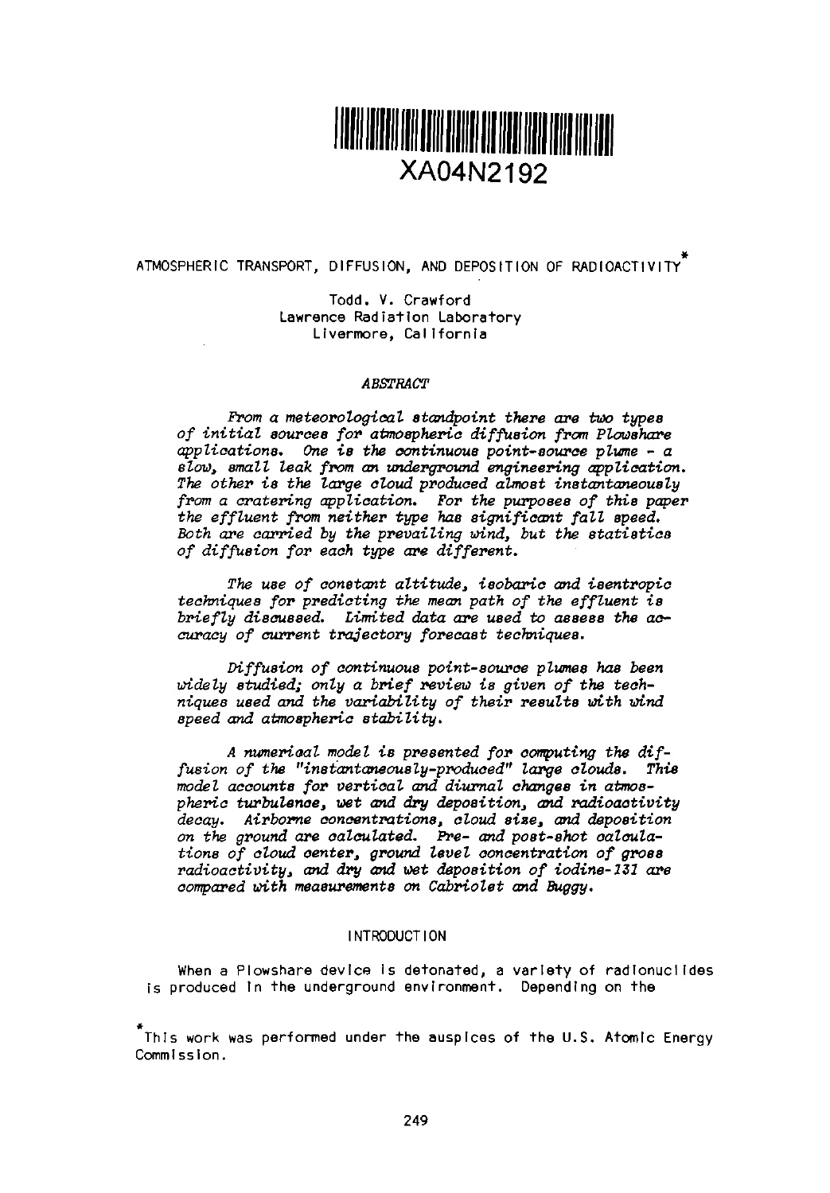XA04N2192

# ATMOSPHERIC TRANSPORT, DIFFUSION, AND DEPOSITION OF RADIOACTIVITY*

Todd. V. Crawford
Lawrence Radiation Laboratory
Livermore, California

## ABSTRACT

*From a meteorological standpoint there are two types of initial sources for atmospheric diffusion from Plowshare applications. One is the continuous point-source plume - a slow, small leak from an underground engineering application. The other is the large cloud produced almost instantaneously from a cratering application. For the purposes of this paper the effluent from neither type has significant fall speed. Both are carried by the prevailing wind, but the statistics of diffusion for each type are different.*

*The use of constant altitude, isobaric and isentropic techniques for predicting the mean path of the effluent is briefly discussed. Limited data are used to assess the accuracy of current trajectory forecast techniques.*

*Diffusion of continuous point-source plumes has been widely studied; only a brief review is given of the techniques used and the variability of their results with wind speed and atmospheric stability.*

*A numerical model is presented for computing the diffusion of the "instantaneously-produced" large clouds. This model accounts for vertical and diurnal changes in atmospheric turbulence, wet and dry deposition, and radioactivity decay. Airborne concentrations, cloud size, and deposition on the ground are calculated. Pre- and post-shot calculations of cloud center, ground level concentration of gross radioactivity, and dry and wet deposition of iodine-131 are compared with measurements on Cabriolet and Buggy.*

## INTRODUCTION

When a Plowshare device is detonated, a variety of radionuclides is produced in the underground environment. Depending on the

*This work was performed under the auspices of the U.S. Atomic Energy Commission.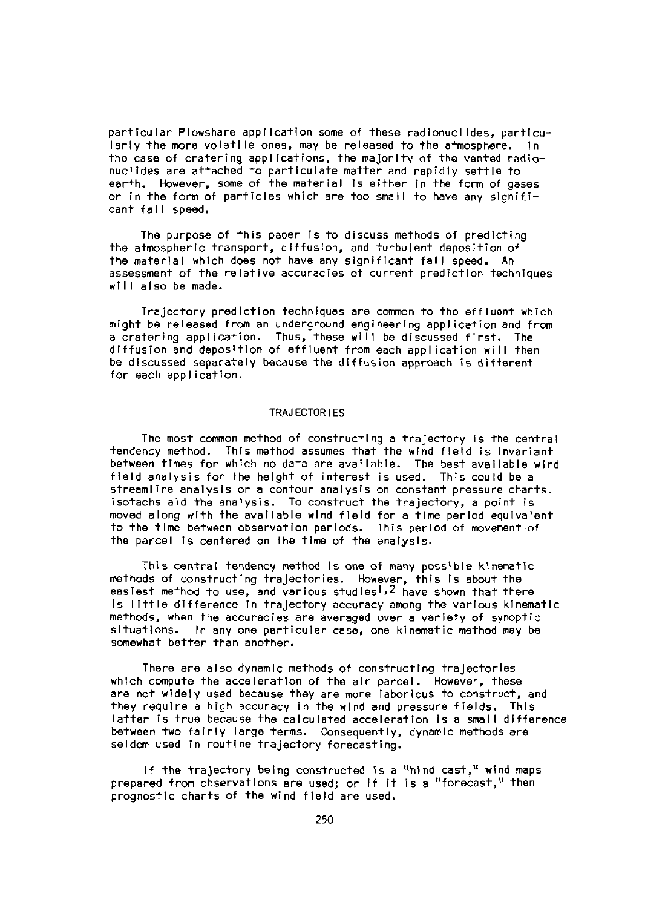particular Plowshare application some of these radionuclides, particularly the more volatile ones, may be released to the atmosphere. In the case of cratering applications, the majority of the vented radionuclides are attached to particulate matter and rapidly settle to earth. However, some of the material is either in the form of gases or in the form of particles which are too small to have any significant fall speed.

The purpose of this paper is to discuss methods of predicting the atmospheric transport, diffusion, and turbulent deposition of the material which does not have any significant fall speed. An assessment of the relative accuracies of current prediction techniques will also be made.

Trajectory prediction techniques are common to the effluent which might be released from an underground engineering application and from a cratering application. Thus, these will be discussed first. The diffusion and deposition of effluent from each application will then be discussed separately because the diffusion approach is different for each application.

## TRAJECTORIES

The most common method of constructing a trajectory is the central tendency method. This method assumes that the wind field is invariant between times for which no data are available. The best available wind field analysis for the height of interest is used. This could be a streamline analysis or a contour analysis on constant pressure charts. Isotachs aid the analysis. To construct the trajectory, a point is moved along with the available wind field for a time period equivalent to the time between observation periods. This period of movement of the parcel is centered on the time of the analysis.

This central tendency method is one of many possible kinematic methods of constructing trajectories. However, this is about the easiest method to use, and various studies[1,2] have shown that there is little difference in trajectory accuracy among the various kinematic methods, when the accuracies are averaged over a variety of synoptic situations. In any one particular case, one kinematic method may be somewhat better than another.

There are also dynamic methods of constructing trajectories which compute the acceleration of the air parcel. However, these are not widely used because they are more laborious to construct, and they require a high accuracy in the wind and pressure fields. This latter is true because the calculated acceleration is a small difference between two fairly large terms. Consequently, dynamic methods are seldom used in routine trajectory forecasting.

If the trajectory being constructed is a "hind cast," wind maps prepared from observations are used; or if it is a "forecast," then prognostic charts of the wind field are used.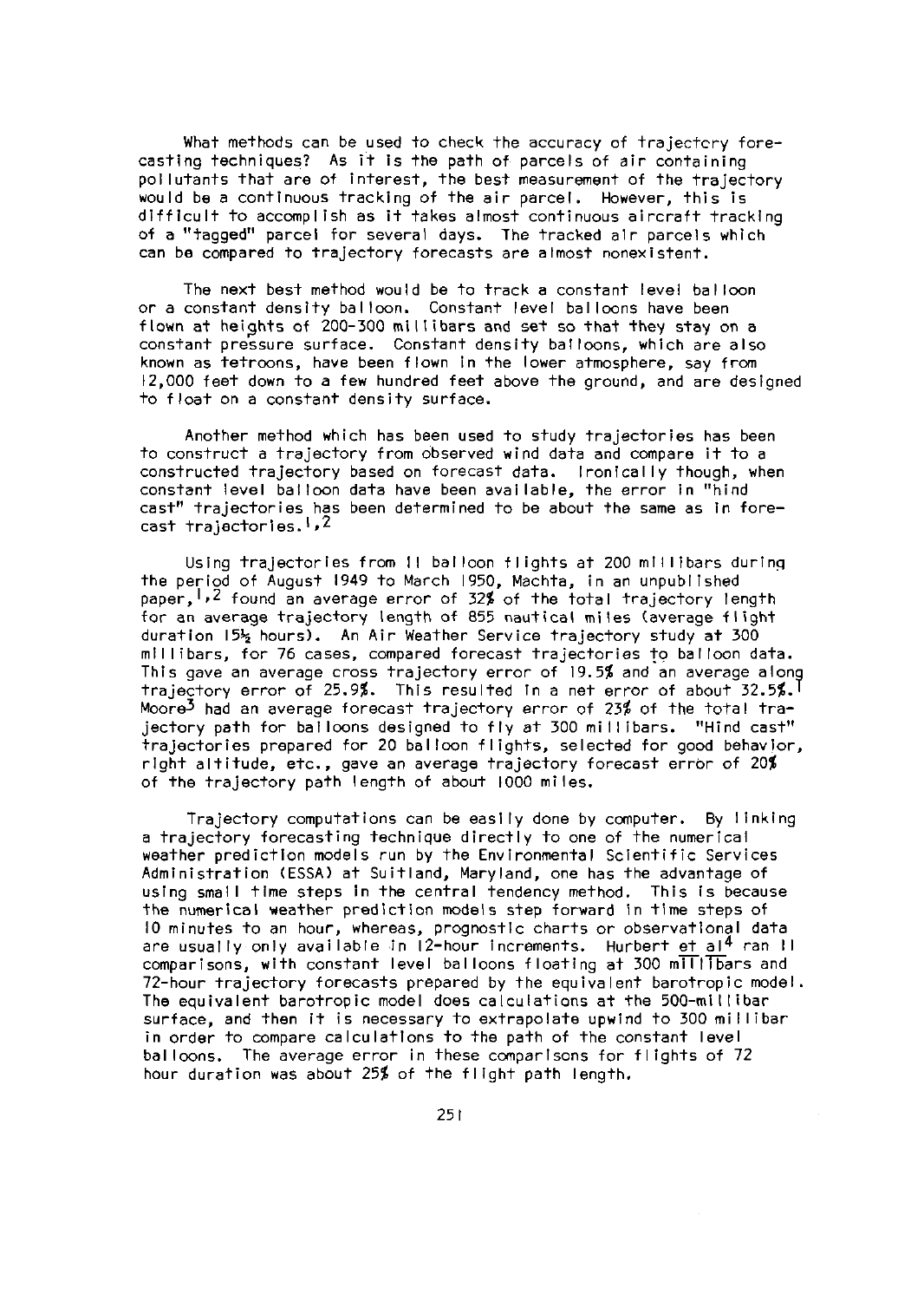What methods can be used to check the accuracy of trajectory forecasting techniques? As it is the path of parcels of air containing pollutants that are of interest, the best measurement of the trajectory would be a continuous tracking of the air parcel. However, this is difficult to accomplish as it takes almost continuous aircraft tracking of a "tagged" parcel for several days. The tracked air parcels which can be compared to trajectory forecasts are almost nonexistent.

The next best method would be to track a constant level balloon or a constant density balloon. Constant level balloons have been flown at heights of 200-300 millibars and set so that they stay on a constant pressure surface. Constant density balloons, which are also known as tetroons, have been flown in the lower atmosphere, say from 12,000 feet down to a few hundred feet above the ground, and are designed to float on a constant density surface.

Another method which has been used to study trajectories has been to construct a trajectory from observed wind data and compare it to a constructed trajectory based on forecast data. Ironically though, when constant level balloon data have been available, the error in "hind cast" trajectories has been determined to be about the same as in forecast trajectories.[1,2]

Using trajectories from 11 balloon flights at 200 millibars during the period of August 1949 to March 1950, Machta, in an unpublished paper,[1,2] found an average error of 32% of the total trajectory length for an average trajectory length of 855 nautical miles (average flight duration 15½ hours). An Air Weather Service trajectory study at 300 millibars, for 76 cases, compared forecast trajectories to balloon data. This gave an average cross trajectory error of 19.5% and an average along trajectory error of 25.9%. This resulted in a net error of about 32.5%.[1] Moore[3] had an average forecast trajectory error of 23% of the total trajectory path for balloons designed to fly at 300 millibars. "Hind cast" trajectories prepared for 20 balloon flights, selected for good behavior, right altitude, etc., gave an average trajectory forecast error of 20% of the trajectory path length of about 1000 miles.

Trajectory computations can be easily done by computer. By linking a trajectory forecasting technique directly to one of the numerical weather prediction models run by the Environmental Scientific Services Administration (ESSA) at Suitland, Maryland, one has the advantage of using small time steps in the central tendency method. This is because the numerical weather prediction models step forward in time steps of 10 minutes to an hour, whereas, prognostic charts or observational data are usually only available in 12-hour increments. Hurbert <u>et al</u>[4] ran 11 comparisons, with constant level balloons floating at 300 millibars and 72-hour trajectory forecasts prepared by the equivalent barotropic model. The equivalent barotropic model does calculations at the 500-millibar surface, and then it is necessary to extrapolate upwind to 300 millibar in order to compare calculations to the path of the constant level balloons. The average error in these comparisons for flights of 72 hour duration was about 25% of the flight path length.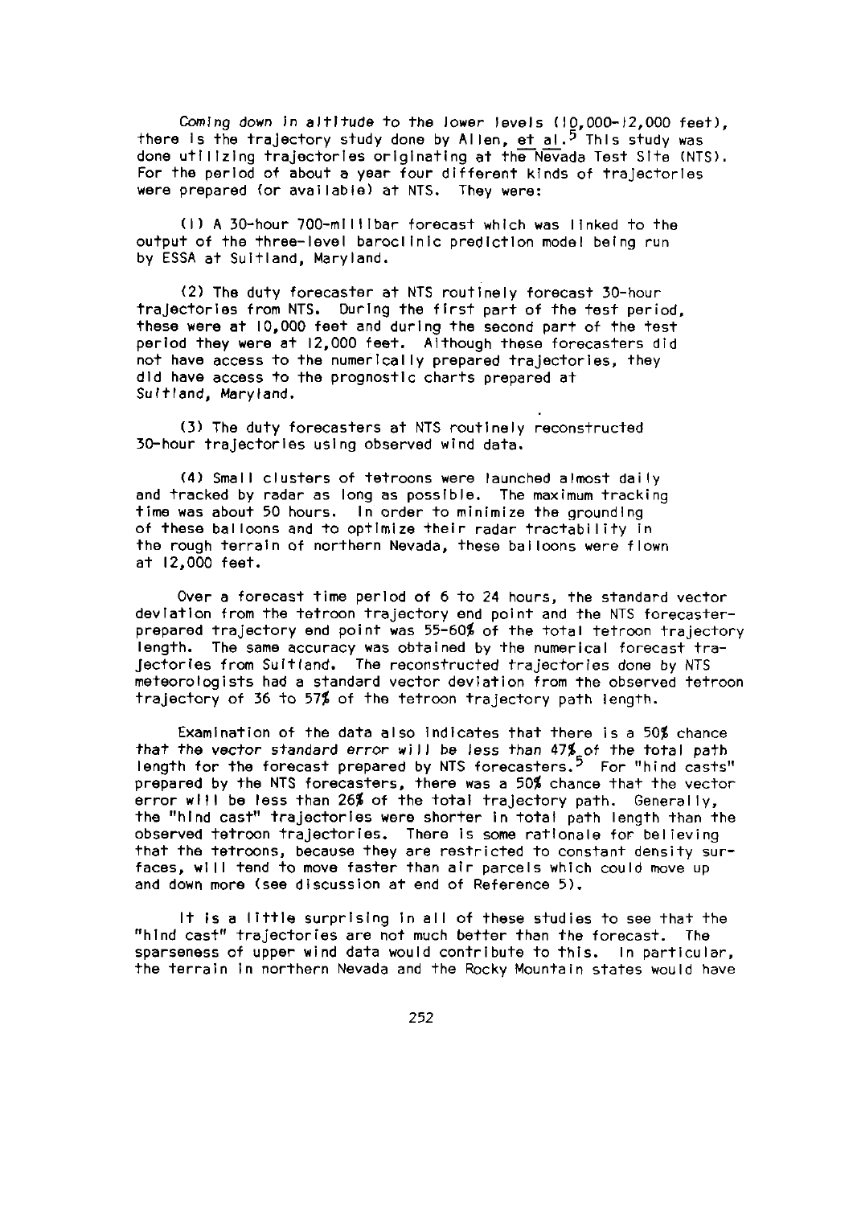Coming down in altitude to the lower levels (10,000-12,000 feet), there is the trajectory study done by Allen, et al.[5] This study was done utilizing trajectories originating at the Nevada Test Site (NTS). For the period of about a year four different kinds of trajectories were prepared (or available) at NTS. They were:

(1) A 30-hour 700-millibar forecast which was linked to the output of the three-level baroclinic prediction model being run by ESSA at Suitland, Maryland.

(2) The duty forecaster at NTS routinely forecast 30-hour trajectories from NTS. During the first part of the test period, these were at 10,000 feet and during the second part of the test period they were at 12,000 feet. Although these forecasters did not have access to the numerically prepared trajectories, they did have access to the prognostic charts prepared at Suitland, Maryland.

(3) The duty forecasters at NTS routinely reconstructed 30-hour trajectories using observed wind data.

(4) Small clusters of tetroons were launched almost daily and tracked by radar as long as possible. The maximum tracking time was about 50 hours. In order to minimize the grounding of these balloons and to optimize their radar tractability in the rough terrain of northern Nevada, these balloons were flown at 12,000 feet.

Over a forecast time period of 6 to 24 hours, the standard vector deviation from the tetroon trajectory end point and the NTS forecaster-prepared trajectory end point was 55-60% of the total tetroon trajectory length. The same accuracy was obtained by the numerical forecast trajectories from Suitland. The reconstructed trajectories done by NTS meteorologists had a standard vector deviation from the observed tetroon trajectory of 36 to 57% of the tetroon trajectory path length.

Examination of the data also indicates that there is a 50% chance that the vector standard error will be less than 47% of the total path length for the forecast prepared by NTS forecasters.[5] For "hind casts" prepared by the NTS forecasters, there was a 50% chance that the vector error will be less than 26% of the total trajectory path. Generally, the "hind cast" trajectories were shorter in total path length than the observed tetroon trajectories. There is some rationale for believing that the tetroons, because they are restricted to constant density surfaces, will tend to move faster than air parcels which could move up and down more (see discussion at end of Reference 5).

It is a little surprising in all of these studies to see that the "hind cast" trajectories are not much better than the forecast. The sparseness of upper wind data would contribute to this. In particular, the terrain in northern Nevada and the Rocky Mountain states would have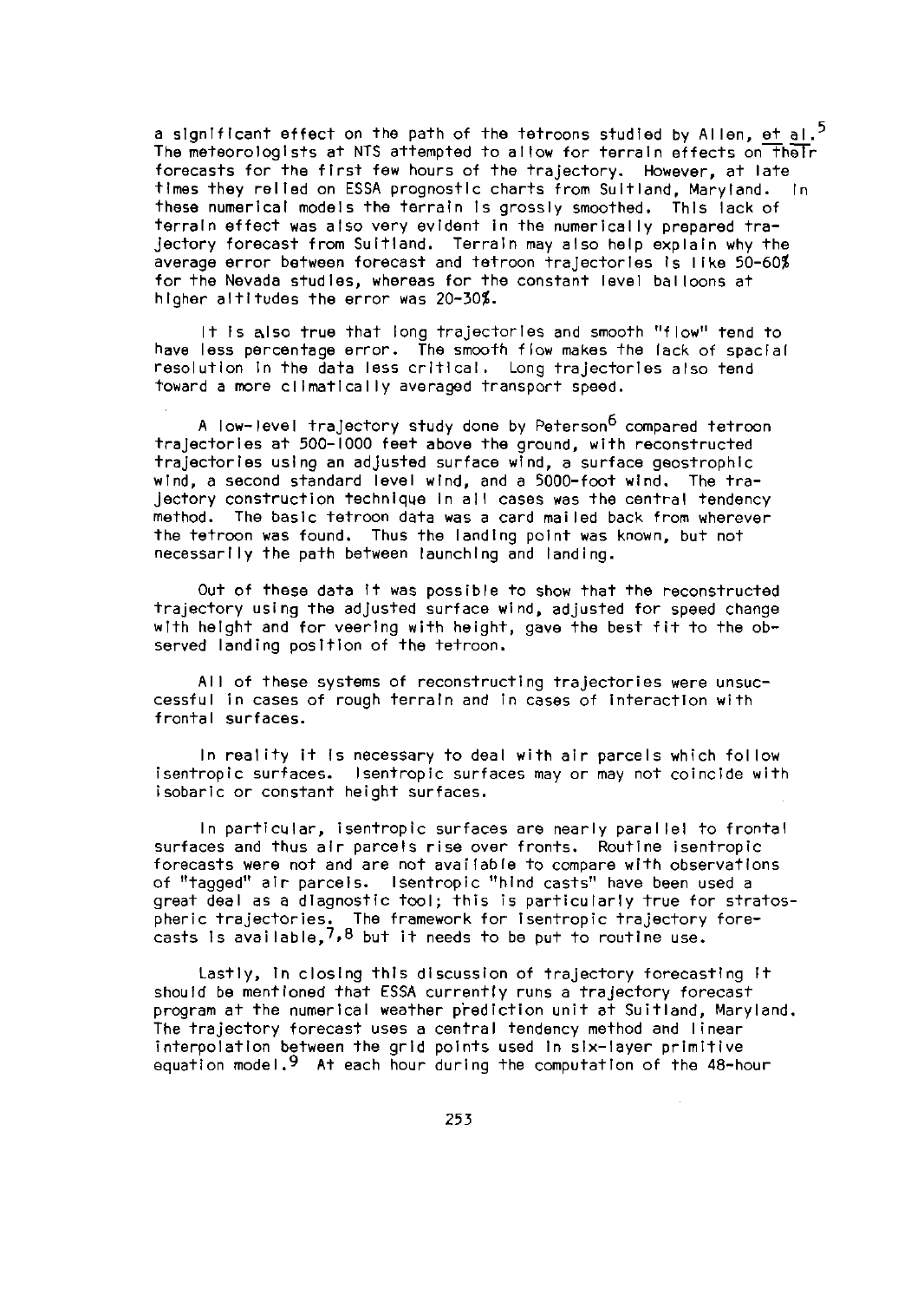a significant effect on the path of the tetroons studied by Allen, et al.[5] The meteorologists at NTS attempted to allow for terrain effects on their forecasts for the first few hours of the trajectory. However, at late times they relied on ESSA prognostic charts from Suitland, Maryland. In these numerical models the terrain is grossly smoothed. This lack of terrain effect was also very evident in the numerically prepared trajectory forecast from Suitland. Terrain may also help explain why the average error between forecast and tetroon trajectories is like 50-60% for the Nevada studies, whereas for the constant level balloons at higher altitudes the error was 20-30%.

It is also true that long trajectories and smooth "flow" tend to have less percentage error. The smooth flow makes the lack of spacial resolution in the data less critical. Long trajectories also tend toward a more climatically averaged transport speed.

A low-level trajectory study done by Peterson[6] compared tetroon trajectories at 500-1000 feet above the ground, with reconstructed trajectories using an adjusted surface wind, a surface geostrophic wind, a second standard level wind, and a 5000-foot wind. The trajectory construction technique in all cases was the central tendency method. The basic tetroon data was a card mailed back from wherever the tetroon was found. Thus the landing point was known, but not necessarily the path between launching and landing.

Out of these data it was possible to show that the reconstructed trajectory using the adjusted surface wind, adjusted for speed change with height and for veering with height, gave the best fit to the observed landing position of the tetroon.

All of these systems of reconstructing trajectories were unsuccessful in cases of rough terrain and in cases of interaction with frontal surfaces.

In reality it is necessary to deal with air parcels which follow isentropic surfaces. Isentropic surfaces may or may not coincide with isobaric or constant height surfaces.

In particular, isentropic surfaces are nearly parallel to frontal surfaces and thus air parcels rise over fronts. Routine isentropic forecasts were not and are not available to compare with observations of "tagged" air parcels. Isentropic "hind casts" have been used a great deal as a diagnostic tool; this is particularly true for stratospheric trajectories. The framework for isentropic trajectory forecasts is available,[7,8] but it needs to be put to routine use.

Lastly, in closing this discussion of trajectory forecasting it should be mentioned that ESSA currently runs a trajectory forecast program at the numerical weather prediction unit at Suitland, Maryland. The trajectory forecast uses a central tendency method and linear interpolation between the grid points used in six-layer primitive equation model.[9] At each hour during the computation of the 48-hour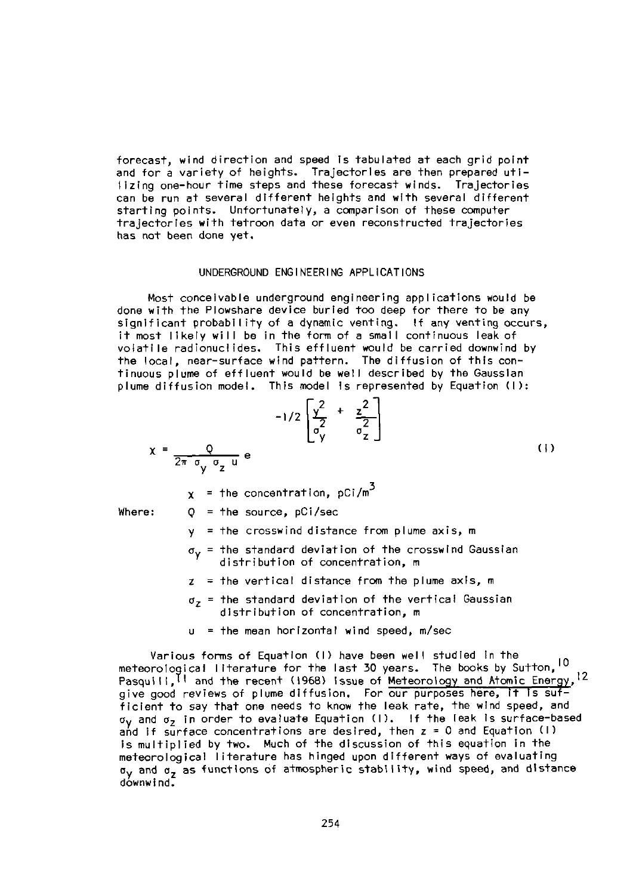forecast, wind direction and speed is tabulated at each grid point and for a variety of heights. Trajectories are then prepared utilizing one-hour time steps and these forecast winds. Trajectories can be run at several different heights and with several different starting points. Unfortunately, a comparison of these computer trajectories with tetroon data or even reconstructed trajectories has not been done yet.

## UNDERGROUND ENGINEERING APPLICATIONS

Most conceivable underground engineering applications would be done with the Plowshare device buried too deep for there to be any significant probability of a dynamic venting. If any venting occurs, it most likely will be in the form of a small continuous leak of volatile radionuclides. This effluent would be carried downwind by the local, near-surface wind pattern. The diffusion of this continuous plume of effluent would be well described by the Gaussian plume diffusion model. This model is represented by Equation (1):

$$\chi = \frac{Q}{2\pi\, \sigma_y\, \sigma_z\, u}\, e^{-1/2\left[\frac{y^2}{\sigma_y^2} + \frac{z^2}{\sigma_z^2}\right]} \tag{1}$$

Where:

- $\chi$ = the concentration, pCi/m$^3$
- $Q$ = the source, pCi/sec
- $y$ = the crosswind distance from plume axis, m
- $\sigma_y$ = the standard deviation of the crosswind Gaussian distribution of concentration, m
- $z$ = the vertical distance from the plume axis, m
- $\sigma_z$ = the standard deviation of the vertical Gaussian distribution of concentration, m
- $u$ = the mean horizontal wind speed, m/sec

Various forms of Equation (1) have been well studied in the meteorological literature for the last 30 years. The books by Sutton,[10] Pasquill,[11] and the recent (1968) issue of Meteorology and Atomic Energy,[12] give good reviews of plume diffusion. For our purposes here, it is sufficient to say that one needs to know the leak rate, the wind speed, and $\sigma_y$ and $\sigma_z$ in order to evaluate Equation (1). If the leak is surface-based and if surface concentrations are desired, then $z = 0$ and Equation (1) is multiplied by two. Much of the discussion of this equation in the meteorological literature has hinged upon different ways of evaluating $\sigma_y$ and $\sigma_z$ as functions of atmospheric stability, wind speed, and distance downwind.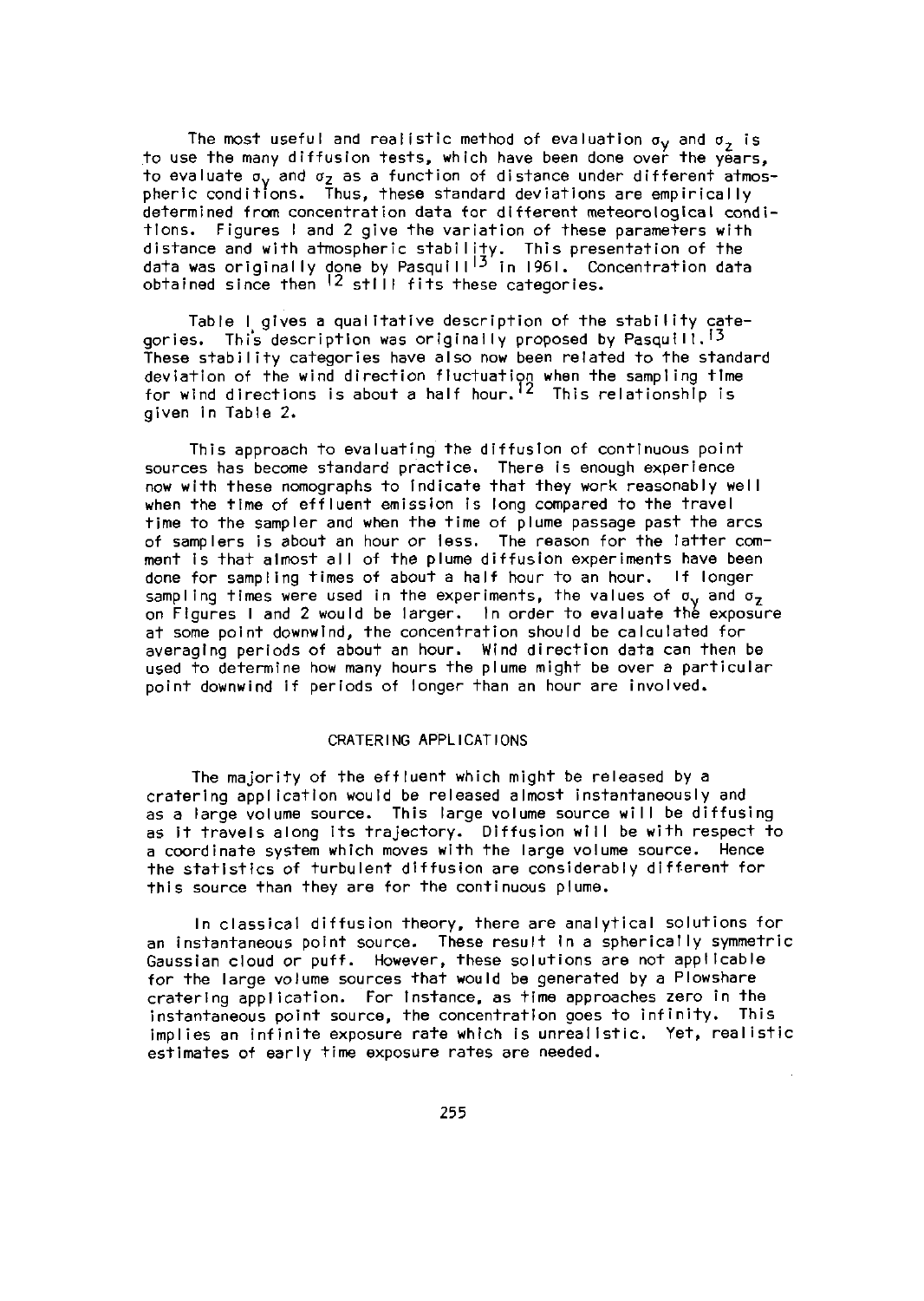The most useful and realistic method of evaluation $\sigma_y$ and $\sigma_z$ is to use the many diffusion tests, which have been done over the years, to evaluate $\sigma_y$ and $\sigma_z$ as a function of distance under different atmospheric conditions. Thus, these standard deviations are empirically determined from concentration data for different meteorological conditions. Figures 1 and 2 give the variation of these parameters with distance and with atmospheric stability. This presentation of the data was originally done by Pasquill[13] in 1961. Concentration data obtained since then [12] still fits these categories.

Table 1 gives a qualitative description of the stability categories. This description was originally proposed by Pasquill.[13] These stability categories have also now been related to the standard deviation of the wind direction fluctuation when the sampling time for wind directions is about a half hour.[12] This relationship is given in Table 2.

This approach to evaluating the diffusion of continuous point sources has become standard practice. There is enough experience now with these nomographs to indicate that they work reasonably well when the time of effluent emission is long compared to the travel time to the sampler and when the time of plume passage past the arcs of samplers is about an hour or less. The reason for the latter comment is that almost all of the plume diffusion experiments have been done for sampling times of about a half hour to an hour. If longer sampling times were used in the experiments, the values of $\sigma_y$ and $\sigma_z$ on Figures 1 and 2 would be larger. In order to evaluate the exposure at some point downwind, the concentration should be calculated for averaging periods of about an hour. Wind direction data can then be used to determine how many hours the plume might be over a particular point downwind if periods of longer than an hour are involved.

## CRATERING APPLICATIONS

The majority of the effluent which might be released by a cratering application would be released almost instantaneously and as a large volume source. This large volume source will be diffusing as it travels along its trajectory. Diffusion will be with respect to a coordinate system which moves with the large volume source. Hence the statistics of turbulent diffusion are considerably different for this source than they are for the continuous plume.

In classical diffusion theory, there are analytical solutions for an instantaneous point source. These result in a spherically symmetric Gaussian cloud or puff. However, these solutions are not applicable for the large volume sources that would be generated by a Plowshare cratering application. For instance, as time approaches zero in the instantaneous point source, the concentration goes to infinity. This implies an infinite exposure rate which is unrealistic. Yet, realistic estimates of early time exposure rates are needed.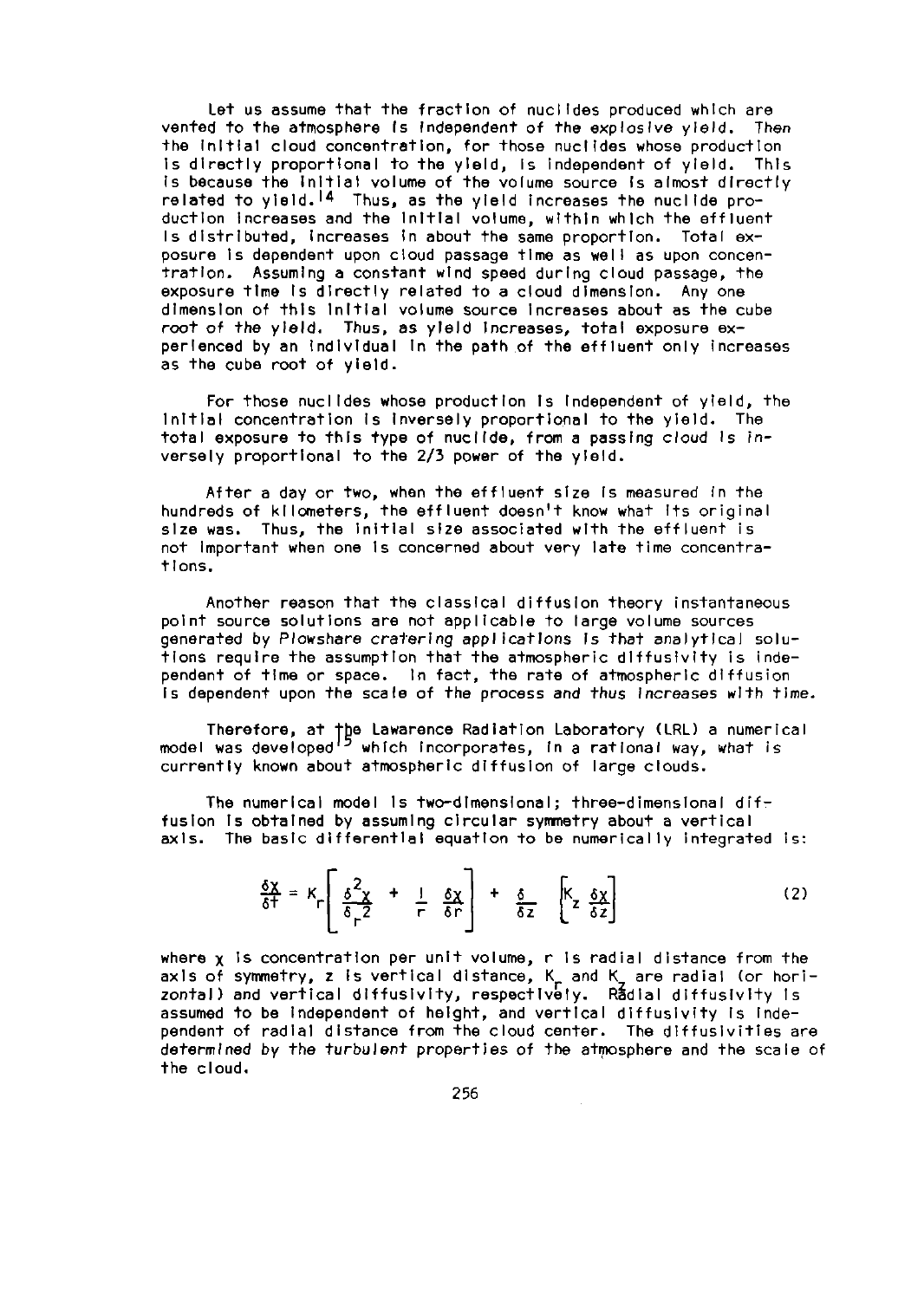Let us assume that the fraction of nuclides produced which are vented to the atmosphere is independent of the explosive yield. Then the initial cloud concentration, for those nuclides whose production is directly proportional to the yield, is independent of yield. This is because the initial volume of the volume source is almost directly related to yield.[14] Thus, as the yield increases the nuclide production increases and the initial volume, within which the effluent is distributed, increases in about the same proportion. Total exposure is dependent upon cloud passage time as well as upon concentration. Assuming a constant wind speed during cloud passage, the exposure time is directly related to a cloud dimension. Any one dimension of this initial volume source increases about as the cube root of the yield. Thus, as yield increases, total exposure experienced by an individual in the path of the effluent only increases as the cube root of yield.

For those nuclides whose production is independent of yield, the initial concentration is inversely proportional to the yield. The total exposure to this type of nuclide, from a passing cloud is inversely proportional to the 2/3 power of the yield.

After a day or two, when the effluent size is measured in the hundreds of kilometers, the effluent doesn't know what its original size was. Thus, the initial size associated with the effluent is not important when one is concerned about very late time concentrations.

Another reason that the classical diffusion theory instantaneous point source solutions are not applicable to large volume sources generated by Plowshare cratering applications is that analytical solutions require the assumption that the atmospheric diffusivity is independent of time or space. In fact, the rate of atmospheric diffusion is dependent upon the scale of the process and thus increases with time.

Therefore, at the Lawarence Radiation Laboratory (LRL) a numerical model was developed[15] which incorporates, in a rational way, what is currently known about atmospheric diffusion of large clouds.

The numerical model is two-dimensional; three-dimensional diffusion is obtained by assuming circular symmetry about a vertical axis. The basic differential equation to be numerically integrated is:

$$\frac{\delta \chi}{\delta t} = K_r \left[ \frac{\delta^2 \chi}{\delta_r^2} + \frac{1}{r} \frac{\delta \chi}{\delta r} \right] + \frac{\delta}{\delta z} \left[ K_z \frac{\delta \chi}{\delta z} \right] \tag{2}$$

where $\chi$ is concentration per unit volume, $r$ is radial distance from the axis of symmetry, $z$ is vertical distance, $K_r$ and $K_z$ are radial (or horizontal) and vertical diffusivity, respectively. Radial diffusivity is assumed to be independent of height, and vertical diffusivity is independent of radial distance from the cloud center. The diffusivities are determined by the turbulent properties of the atmosphere and the scale of the cloud.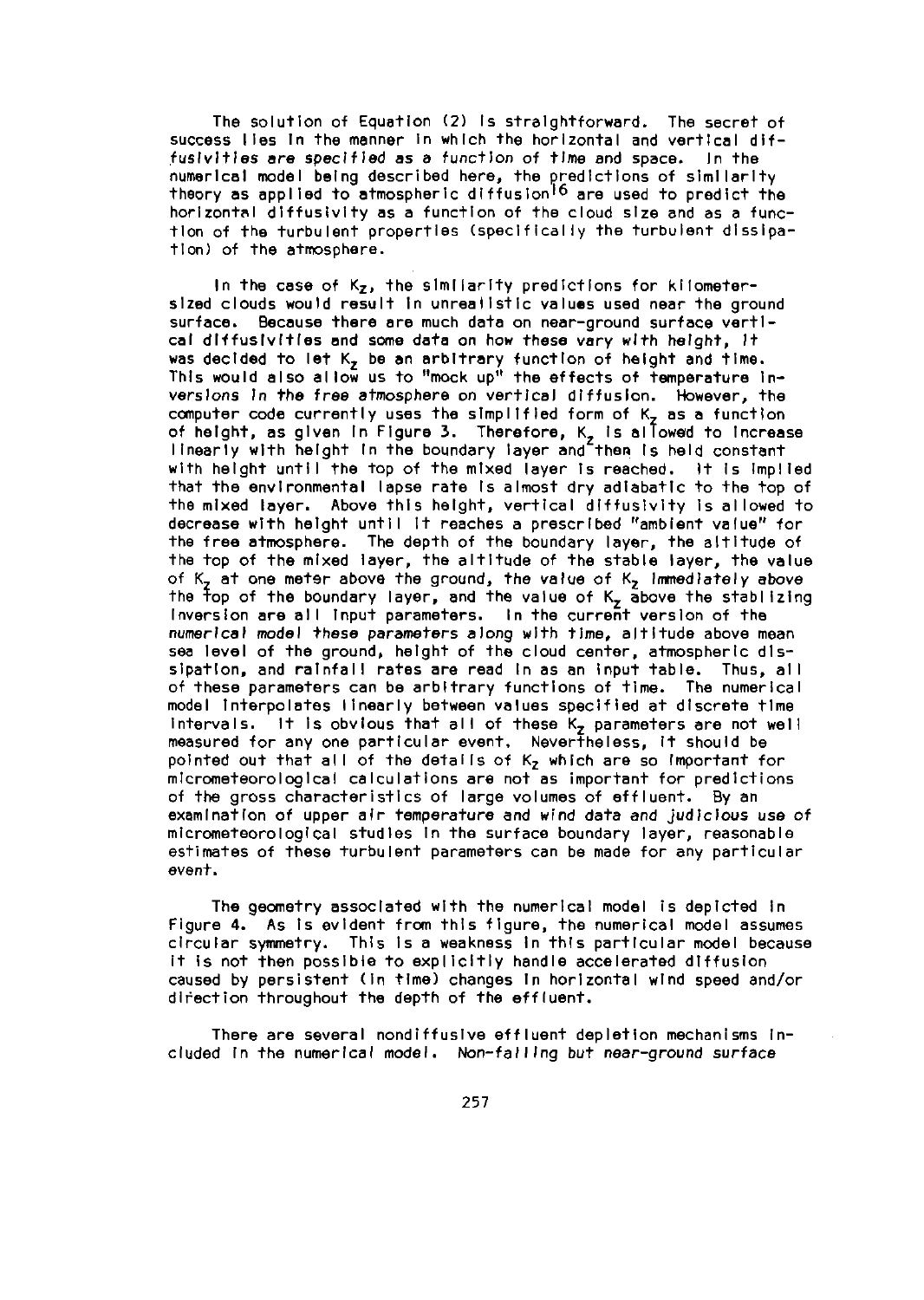The solution of Equation (2) is straightforward. The secret of success lies in the manner in which the horizontal and vertical diffusivities are specified as a function of time and space. In the numerical model being described here, the predictions of similarity theory as applied to atmospheric diffusion[16] are used to predict the horizontal diffusivity as a function of the cloud size and as a function of the turbulent properties (specifically the turbulent dissipation) of the atmosphere.

In the case of $K_z$, the similarity predictions for kilometer-sized clouds would result in unrealistic values used near the ground surface. Because there are much data on near-ground surface vertical diffusivities and some data on how these vary with height, it was decided to let $K_z$ be an arbitrary function of height and time. This would also allow us to "mock up" the effects of temperature inversions in the free atmosphere on vertical diffusion. However, the computer code currently uses the simplified form of $K_z$ as a function of height, as given in Figure 3. Therefore, $K_z$ is allowed to increase linearly with height in the boundary layer and then is held constant with height until the top of the mixed layer is reached. It is implied that the environmental lapse rate is almost dry adiabatic to the top of the mixed layer. Above this height, vertical diffusivity is allowed to decrease with height until it reaches a prescribed "ambient value" for the free atmosphere. The depth of the boundary layer, the altitude of the top of the mixed layer, the altitude of the stable layer, the value of $K_z$ at one meter above the ground, the value of $K_z$ immediately above the top of the boundary layer, and the value of $K_z$ above the stabilizing inversion are all input parameters. In the current version of the numerical model these parameters along with time, altitude above mean sea level of the ground, height of the cloud center, atmospheric dissipation, and rainfall rates are read in as an input table. Thus, all of these parameters can be arbitrary functions of time. The numerical model interpolates linearly between values specified at discrete time intervals. It is obvious that all of these $K_z$ parameters are not well measured for any one particular event. Nevertheless, it should be pointed out that all of the details of $K_z$ which are so important for micrometeorological calculations are not as important for predictions of the gross characteristics of large volumes of effluent. By an examination of upper air temperature and wind data and judicious use of micrometeorological studies in the surface boundary layer, reasonable estimates of these turbulent parameters can be made for any particular event.

The geometry associated with the numerical model is depicted in Figure 4. As is evident from this figure, the numerical model assumes circular symmetry. This is a weakness in this particular model because it is not then possible to explicitly handle accelerated diffusion caused by persistent (in time) changes in horizontal wind speed and/or direction throughout the depth of the effluent.

There are several nondiffusive effluent depletion mechanisms included in the numerical model. Non-falling but near-ground surface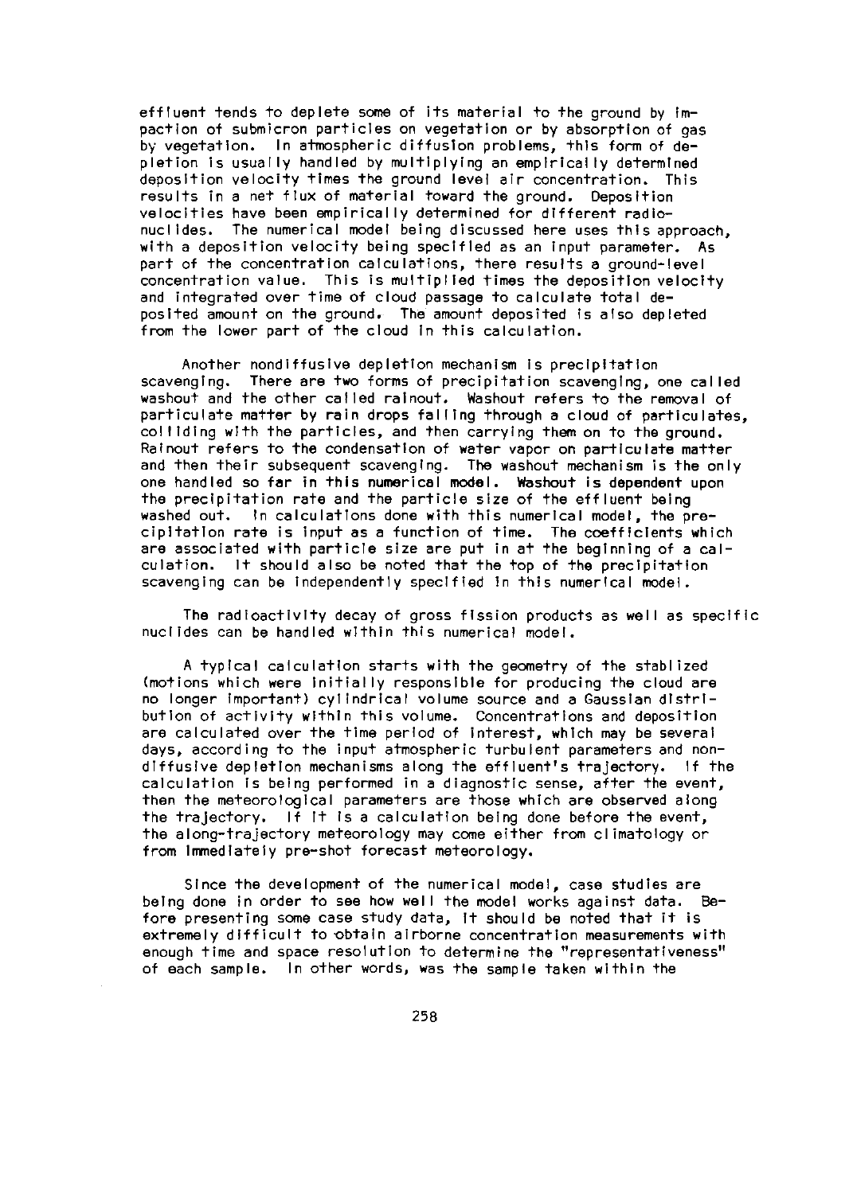effluent tends to deplete some of its material to the ground by impaction of submicron particles on vegetation or by absorption of gas by vegetation. In atmospheric diffusion problems, this form of depletion is usually handled by multiplying an empirically determined deposition velocity times the ground level air concentration. This results in a net flux of material toward the ground. Deposition velocities have been empirically determined for different radionuclides. The numerical model being discussed here uses this approach, with a deposition velocity being specified as an input parameter. As part of the concentration calculations, there results a ground-level concentration value. This is multiplied times the deposition velocity and integrated over time of cloud passage to calculate total deposited amount on the ground. The amount deposited is also depleted from the lower part of the cloud in this calculation.

Another nondiffusive depletion mechanism is precipitation scavenging. There are two forms of precipitation scavenging, one called washout and the other called rainout. Washout refers to the removal of particulate matter by rain drops falling through a cloud of particulates, colliding with the particles, and then carrying them on to the ground. Rainout refers to the condensation of water vapor on particulate matter and then their subsequent scavenging. The washout mechanism is the only one handled so far in this numerical model. Washout is dependent upon the precipitation rate and the particle size of the effluent being washed out. In calculations done with this numerical model, the precipitation rate is input as a function of time. The coefficients which are associated with particle size are put in at the beginning of a calculation. It should also be noted that the top of the precipitation scavenging can be independently specified in this numerical model.

The radioactivity decay of gross fission products as well as specific nuclides can be handled within this numerical model.

A typical calculation starts with the geometry of the stablized (motions which were initially responsible for producing the cloud are no longer important) cylindrical volume source and a Gaussian distribution of activity within this volume. Concentrations and deposition are calculated over the time period of interest, which may be several days, according to the input atmospheric turbulent parameters and nondiffusive depletion mechanisms along the effluent's trajectory. If the calculation is being performed in a diagnostic sense, after the event, then the meteorological parameters are those which are observed along the trajectory. If it is a calculation being done before the event, the along-trajectory meteorology may come either from climatology or from immediately pre-shot forecast meteorology.

Since the development of the numerical model, case studies are being done in order to see how well the model works against data. Before presenting some case study data, it should be noted that it is extremely difficult to obtain airborne concentration measurements with enough time and space resolution to determine the "representativeness" of each sample. In other words, was the sample taken within the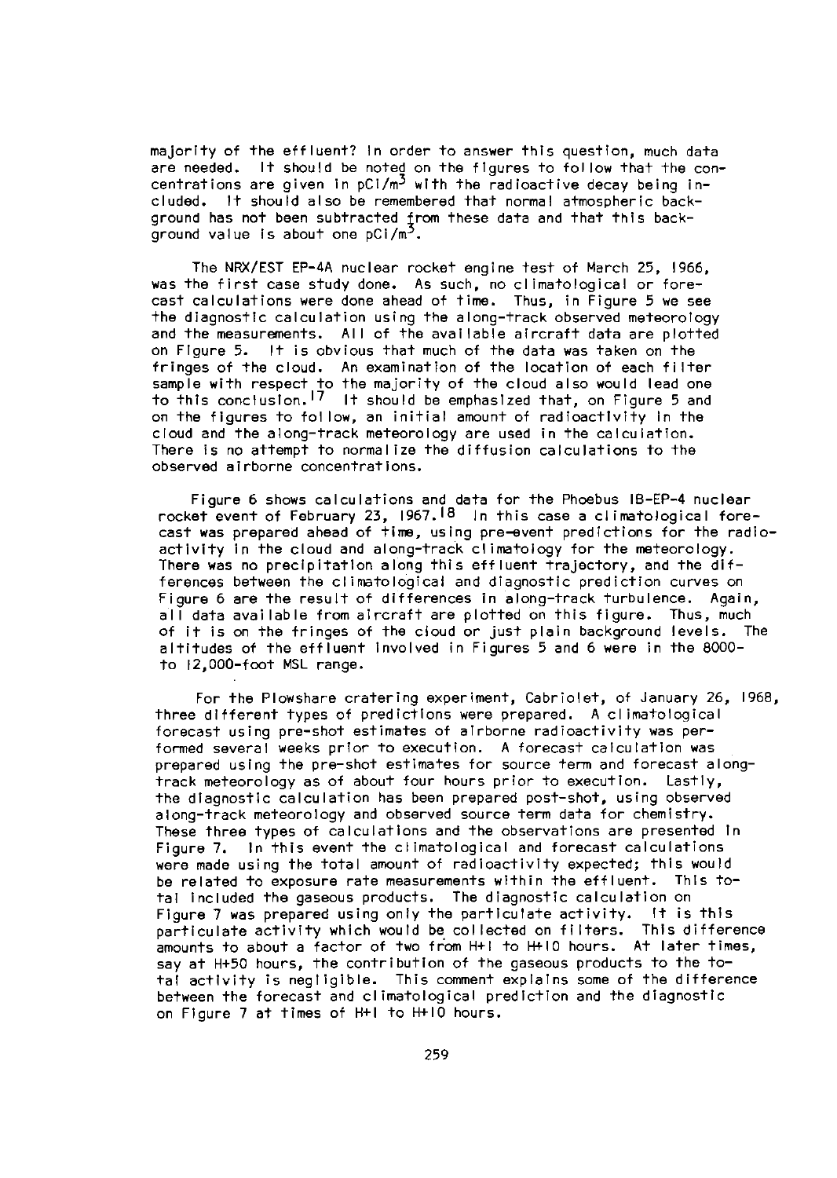majority of the effluent? In order to answer this question, much data are needed. It should be noted on the figures to follow that the concentrations are given in $pCi/m^3$ with the radioactive decay being included. It should also be remembered that normal atmospheric background has not been subtracted from these data and that this background value is about one $pCi/m^3$.

The NRX/EST EP-4A nuclear rocket engine test of March 25, 1966, was the first case study done. As such, no climatological or forecast calculations were done ahead of time. Thus, in Figure 5 we see the diagnostic calculation using the along-track observed meteorology and the measurements. All of the available aircraft data are plotted on Figure 5. It is obvious that much of the data was taken on the fringes of the cloud. An examination of the location of each filter sample with respect to the majority of the cloud also would lead one to this conclusion.[17] It should be emphasized that, on Figure 5 and on the figures to follow, an initial amount of radioactivity in the cloud and the along-track meteorology are used in the calculation. There is no attempt to normalize the diffusion calculations to the observed airborne concentrations.

Figure 6 shows calculations and data for the Phoebus IB-EP-4 nuclear rocket event of February 23, 1967.[18] In this case a climatological forecast was prepared ahead of time, using pre-event predictions for the radioactivity in the cloud and along-track climatology for the meteorology. There was no precipitation along this effluent trajectory, and the differences between the climatological and diagnostic prediction curves on Figure 6 are the result of differences in along-track turbulence. Again, all data available from aircraft are plotted on this figure. Thus, much of it is on the fringes of the cloud or just plain background levels. The altitudes of the effluent involved in Figures 5 and 6 were in the 8000- to 12,000-foot MSL range.

For the Plowshare cratering experiment, Cabriolet, of January 26, 1968, three different types of predictions were prepared. A climatological forecast using pre-shot estimates of airborne radioactivity was performed several weeks prior to execution. A forecast calculation was prepared using the pre-shot estimates for source term and forecast along-track meteorology as of about four hours prior to execution. Lastly, the diagnostic calculation has been prepared post-shot, using observed along-track meteorology and observed source term data for chemistry. These three types of calculations and the observations are presented in Figure 7. In this event the climatological and forecast calculations were made using the total amount of radioactivity expected; this would be related to exposure rate measurements within the effluent. This total included the gaseous products. The diagnostic calculation on Figure 7 was prepared using only the particulate activity. It is this particulate activity which would be collected on filters. This difference amounts to about a factor of two from H+1 to H+10 hours. At later times, say at H+50 hours, the contribution of the gaseous products to the total activity is negligible. This comment explains some of the difference between the forecast and climatological prediction and the diagnostic on Figure 7 at times of H+1 to H+10 hours.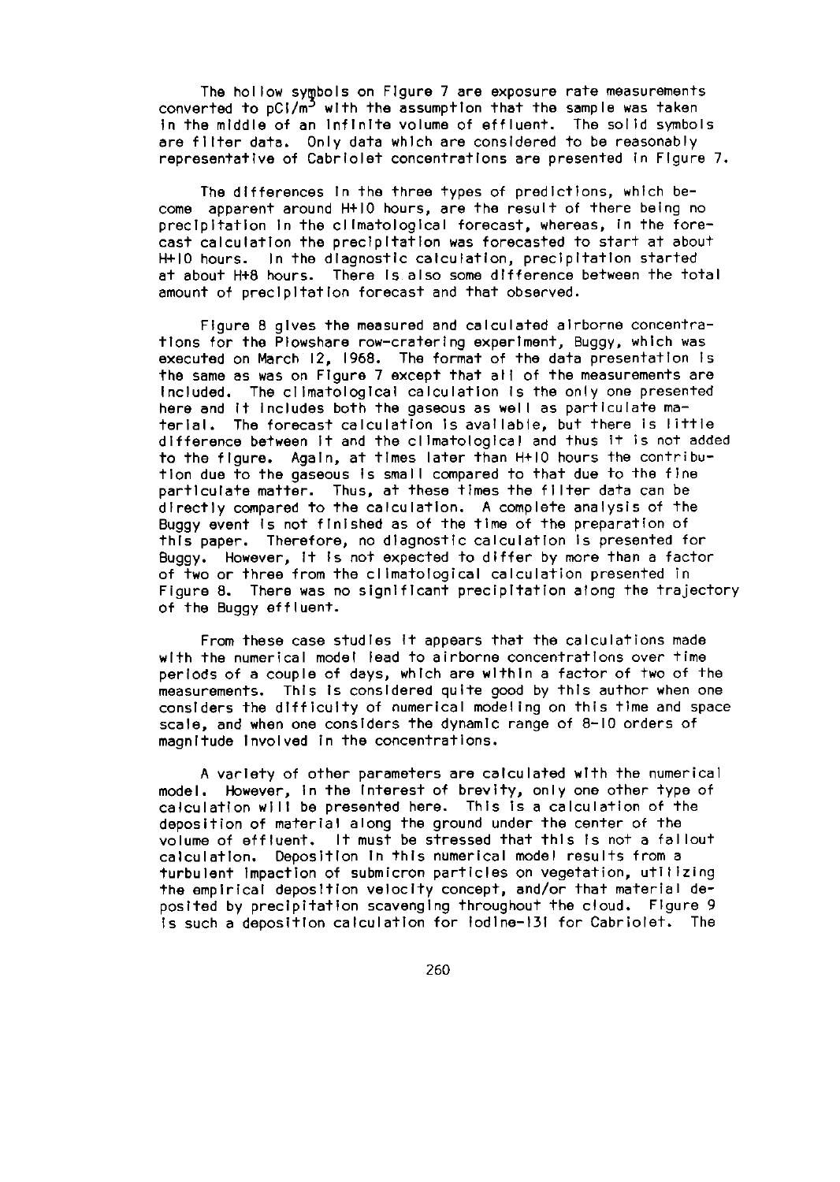The hollow symbols on Figure 7 are exposure rate measurements converted to $pCi/m^3$ with the assumption that the sample was taken in the middle of an infinite volume of effluent. The solid symbols are filter data. Only data which are considered to be reasonably representative of Cabriolet concentrations are presented in Figure 7.

The differences in the three types of predictions, which become apparent around H+10 hours, are the result of there being no precipitation in the climatological forecast, whereas, in the forecast calculation the precipitation was forecasted to start at about H+10 hours. In the diagnostic calculation, precipitation started at about H+8 hours. There is also some difference between the total amount of precipitation forecast and that observed.

Figure 8 gives the measured and calculated airborne concentrations for the Plowshare row-cratering experiment, Buggy, which was executed on March 12, 1968. The format of the data presentation is the same as was on Figure 7 except that all of the measurements are included. The climatological calculation is the only one presented here and it includes both the gaseous as well as particulate material. The forecast calculation is available, but there is little difference between it and the climatological and thus it is not added to the figure. Again, at times later than H+10 hours the contribution due to the gaseous is small compared to that due to the fine particulate matter. Thus, at these times the filter data can be directly compared to the calculation. A complete analysis of the Buggy event is not finished as of the time of the preparation of this paper. Therefore, no diagnostic calculation is presented for Buggy. However, it is not expected to differ by more than a factor of two or three from the climatological calculation presented in Figure 8. There was no significant precipitation along the trajectory of the Buggy effluent.

From these case studies it appears that the calculations made with the numerical model lead to airborne concentrations over time periods of a couple of days, which are within a factor of two of the measurements. This is considered quite good by this author when one considers the difficulty of numerical modeling on this time and space scale, and when one considers the dynamic range of 8-10 orders of magnitude involved in the concentrations.

A variety of other parameters are calculated with the numerical model. However, in the interest of brevity, only one other type of calculation will be presented here. This is a calculation of the deposition of material along the ground under the center of the volume of effluent. It must be stressed that this is not a fallout calculation. Deposition in this numerical model results from a turbulent impaction of submicron particles on vegetation, utilizing the empirical deposition velocity concept, and/or that material deposited by precipitation scavenging throughout the cloud. Figure 9 is such a deposition calculation for iodine-131 for Cabriolet. The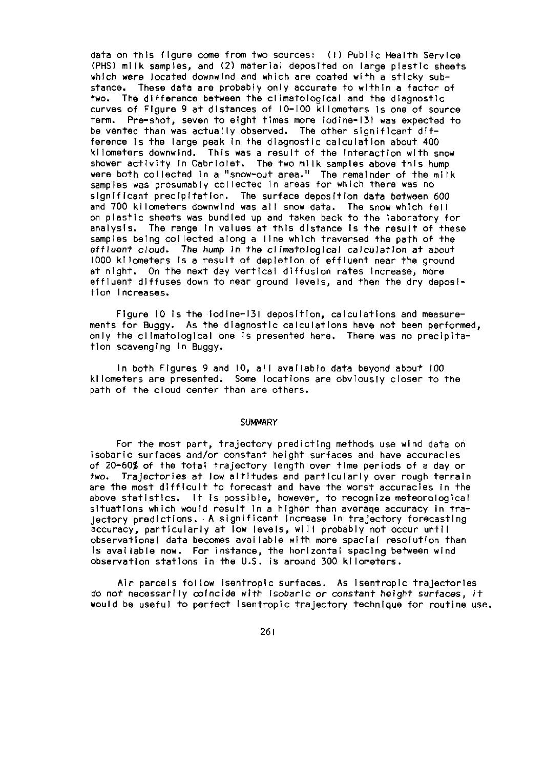data on this figure come from two sources: (1) Public Health Service (PHS) milk samples, and (2) material deposited on large plastic sheets which were located downwind and which are coated with a sticky substance. These data are probably only accurate to within a factor of two. The difference between the climatological and the diagnostic curves of Figure 9 at distances of 10-100 kilometers is one of source term. Pre-shot, seven to eight times more iodine-131 was expected to be vented than was actually observed. The other significant difference is the large peak in the diagnostic calculation about 400 kilometers downwind. This was a result of the interaction with snow shower activity in Cabriolet. The two milk samples above this hump were both collected in a "snow-out area." The remainder of the milk samples was presumably collected in areas for which there was no significant precipitation. The surface deposition data between 600 and 700 kilometers downwind was all snow data. The snow which fell on plastic sheets was bundled up and taken back to the laboratory for analysis. The range in values at this distance is the result of these samples being collected along a line which traversed the path of the effluent cloud. The hump in the climatological calculation at about 1000 kilometers is a result of depletion of effluent near the ground at night. On the next day vertical diffusion rates increase, more effluent diffuses down to near ground levels, and then the dry deposition increases.

Figure 10 is the iodine-131 deposition, calculations and measurements for Buggy. As the diagnostic calculations have not been performed, only the climatological one is presented here. There was no precipitation scavenging in Buggy.

In both Figures 9 and 10, all available data beyond about 100 kilometers are presented. Some locations are obviously closer to the path of the cloud center than are others.

## SUMMARY

For the most part, trajectory predicting methods use wind data on isobaric surfaces and/or constant height surfaces and have accuracies of 20-60% of the total trajectory length over time periods of a day or two. Trajectories at low altitudes and particularly over rough terrain are the most difficult to forecast and have the worst accuracies in the above statistics. It is possible, however, to recognize meteorological situations which would result in a higher than average accuracy in trajectory predictions. A significant increase in trajectory forecasting accuracy, particularly at low levels, will probably not occur until observational data becomes available with more spacial resolution than is available now. For instance, the horizontal spacing between wind observation stations in the U.S. is around 300 kilometers.

Air parcels follow isentropic surfaces. As isentropic trajectories do not necessarily coincide with isobaric or constant height surfaces, it would be useful to perfect isentropic trajectory technique for routine use.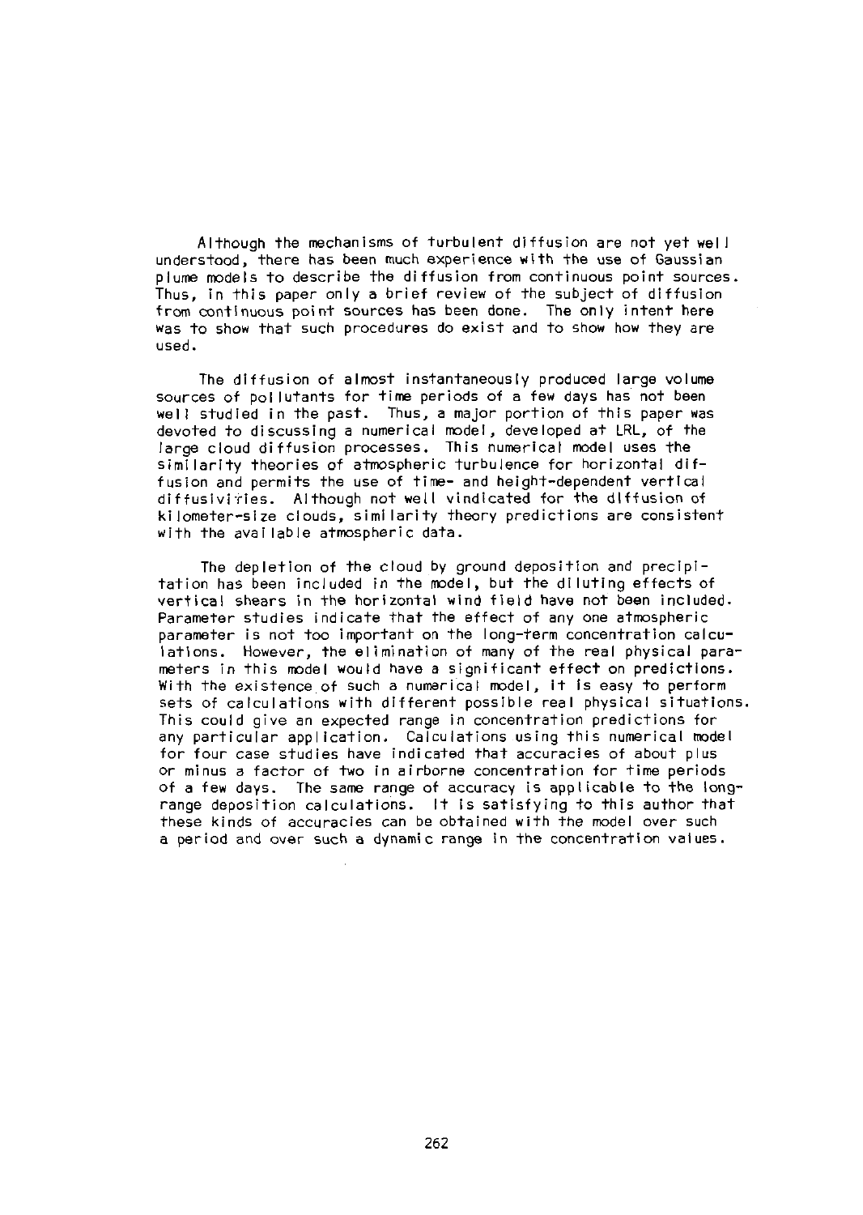Although the mechanisms of turbulent diffusion are not yet well understood, there has been much experience with the use of Gaussian plume models to describe the diffusion from continuous point sources. Thus, in this paper only a brief review of the subject of diffusion from continuous point sources has been done. The only intent here was to show that such procedures do exist and to show how they are used.

The diffusion of almost instantaneously produced large volume sources of pollutants for time periods of a few days has not been well studied in the past. Thus, a major portion of this paper was devoted to discussing a numerical model, developed at LRL, of the large cloud diffusion processes. This numerical model uses the similarity theories of atmospheric turbulence for horizontal diffusion and permits the use of time- and height-dependent vertical diffusivities. Although not well vindicated for the diffusion of kilometer-size clouds, similarity theory predictions are consistent with the available atmospheric data.

The depletion of the cloud by ground deposition and precipitation has been included in the model, but the diluting effects of vertical shears in the horizontal wind field have not been included. Parameter studies indicate that the effect of any one atmospheric parameter is not too important on the long-term concentration calculations. However, the elimination of many of the real physical parameters in this model would have a significant effect on predictions. With the existence of such a numerical model, it is easy to perform sets of calculations with different possible real physical situations. This could give an expected range in concentration predictions for any particular application. Calculations using this numerical model for four case studies have indicated that accuracies of about plus or minus a factor of two in airborne concentration for time periods of a few days. The same range of accuracy is applicable to the long-range deposition calculations. It is satisfying to this author that these kinds of accuracies can be obtained with the model over such a period and over such a dynamic range in the concentration values.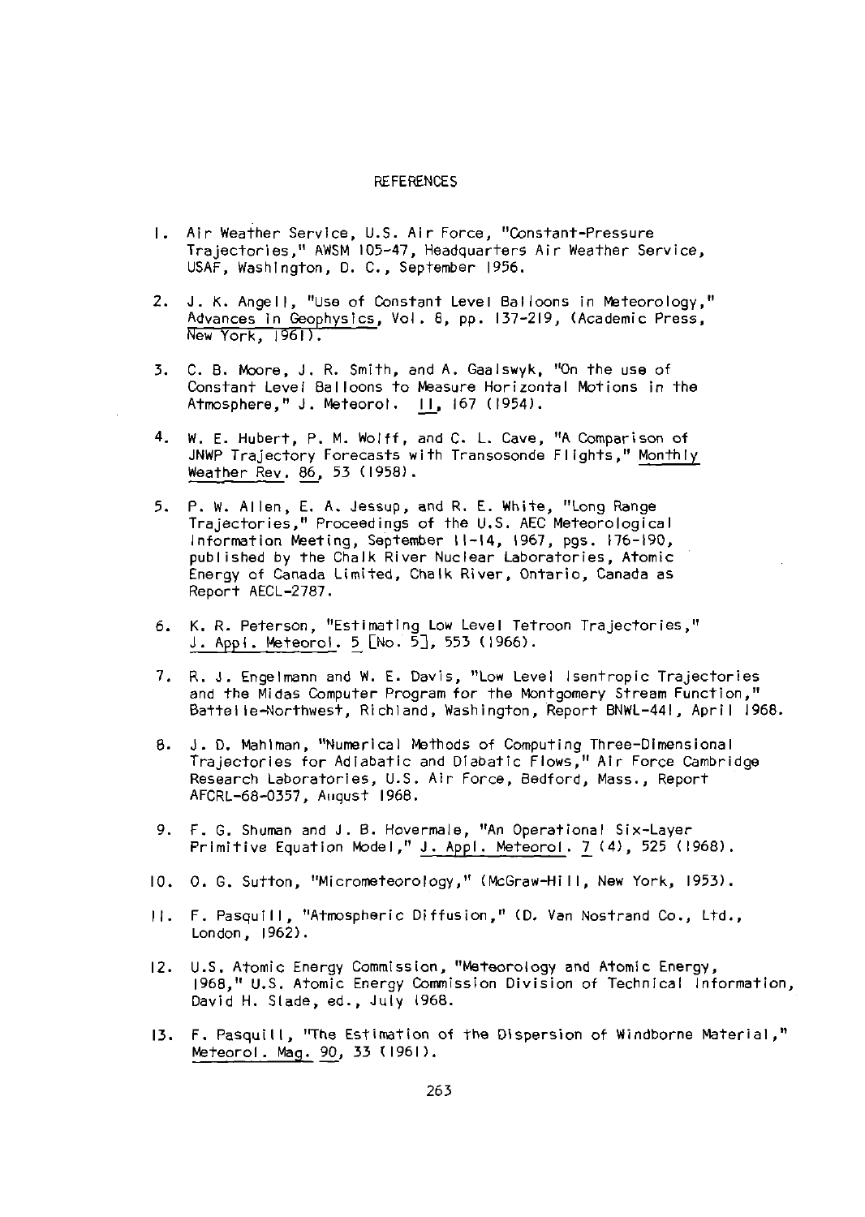# REFERENCES

1. Air Weather Service, U.S. Air Force, "Constant-Pressure Trajectories," AWSM 105-47, Headquarters Air Weather Service, USAF, Washington, D. C., September 1956.

2. J. K. Angell, "Use of Constant Level Balloons in Meteorology," Advances in Geophysics, Vol. 8, pp. 137-219, (Academic Press, New York, 1961).

3. C. B. Moore, J. R. Smith, and A. Gaalswyk, "On the use of Constant Level Balloons to Measure Horizontal Motions in the Atmosphere," J. Meteorol. 11, 167 (1954).

4. W. E. Hubert, P. M. Wolff, and C. L. Cave, "A Comparison of JNWP Trajectory Forecasts with Transosonde Flights," Monthly Weather Rev. 86, 53 (1958).

5. P. W. Allen, E. A. Jessup, and R. E. White, "Long Range Trajectories," Proceedings of the U.S. AEC Meteorological Information Meeting, September 11-14, 1967, pgs. 176-190, published by the Chalk River Nuclear Laboratories, Atomic Energy of Canada Limited, Chalk River, Ontario, Canada as Report AECL-2787.

6. K. R. Peterson, "Estimating Low Level Tetroon Trajectories," J. Appl. Meteorol. 5 [No. 5], 553 (1966).

7. R. J. Engelmann and W. E. Davis, "Low Level Isentropic Trajectories and the Midas Computer Program for the Montgomery Stream Function," Battelle-Northwest, Richland, Washington, Report BNWL-441, April 1968.

8. J. D. Mahlman, "Numerical Methods of Computing Three-Dimensional Trajectories for Adiabatic and Diabatic Flows," Air Force Cambridge Research Laboratories, U.S. Air Force, Bedford, Mass., Report AFCRL-68-0357, August 1968.

9. F. G. Shuman and J. B. Hovermale, "An Operational Six-Layer Primitive Equation Model," J. Appl. Meteorol. 7 (4), 525 (1968).

10. O. G. Sutton, "Micrometeorology," (McGraw-Hill, New York, 1953).

11. F. Pasquill, "Atmospheric Diffusion," (D. Van Nostrand Co., Ltd., London, 1962).

12. U.S. Atomic Energy Commission, "Meteorology and Atomic Energy, 1968," U.S. Atomic Energy Commission Division of Technical Information, David H. Slade, ed., July 1968.

13. F. Pasquill, "The Estimation of the Dispersion of Windborne Material," Meteorol. Mag. 90, 33 (1961).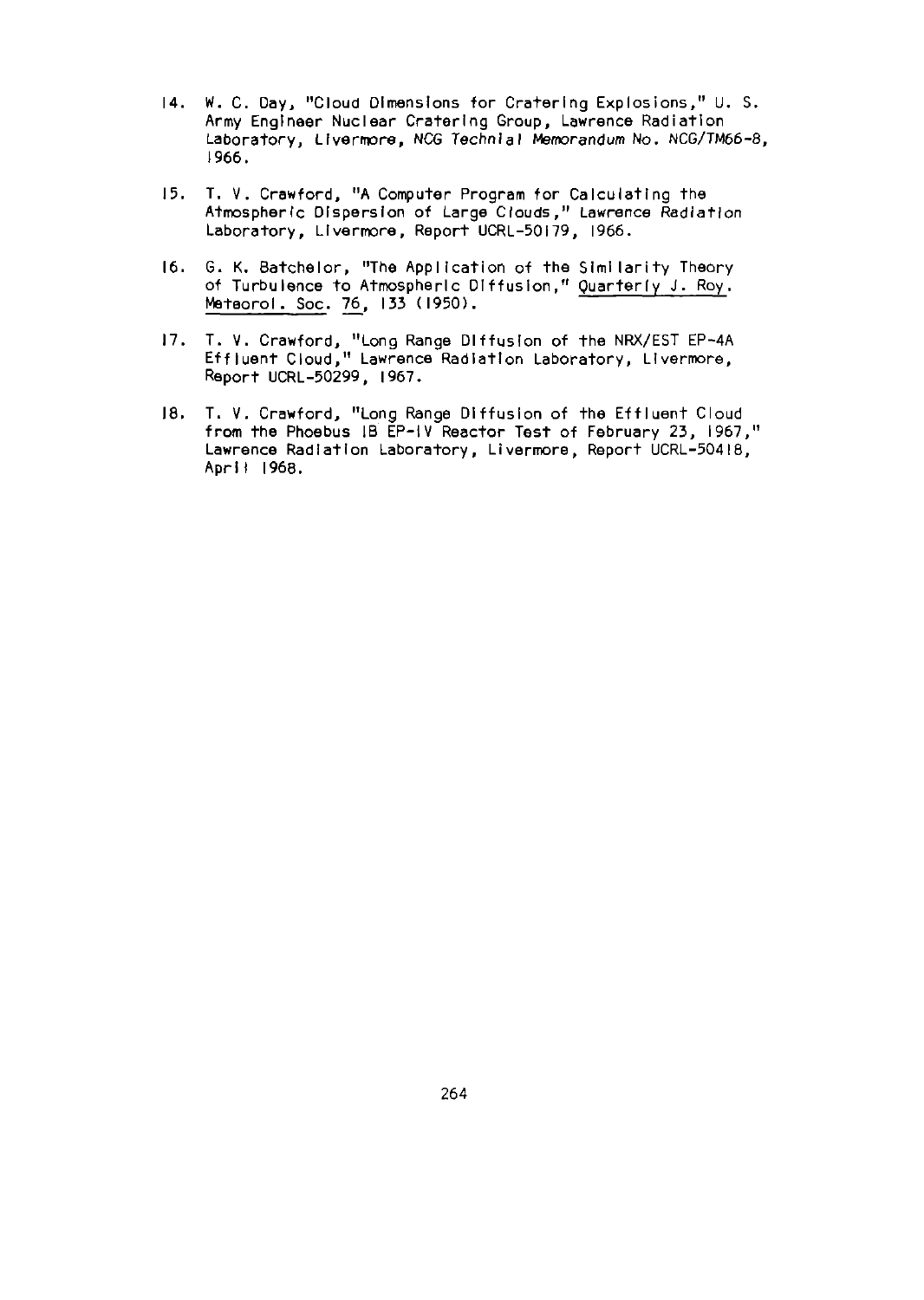14. W. C. Day, "Cloud Dimensions for Cratering Explosions," U. S. Army Engineer Nuclear Cratering Group, Lawrence Radiation Laboratory, Livermore, *NCG Technial Memorandum* No. *NCG/TM66-8*, 1966.

15. T. V. Crawford, "A Computer Program for Calculating the Atmospheric Dispersion of Large Clouds," Lawrence Radiation Laboratory, Livermore, Report UCRL-50179, 1966.

16. G. K. Batchelor, "The Application of the Similarity Theory of Turbulence to Atmospheric Diffusion," Quarterly J. Roy. Meteorol. Soc. 76, 133 (1950).

17. T. V. Crawford, "Long Range Diffusion of the NRX/EST EP-4A Effluent Cloud," Lawrence Radiation Laboratory, Livermore, Report UCRL-50299, 1967.

18. T. V. Crawford, "Long Range Diffusion of the Effluent Cloud from the Phoebus IB EP-IV Reactor Test of February 23, 1967," Lawrence Radiation Laboratory, Livermore, Report UCRL-50418, April 1968.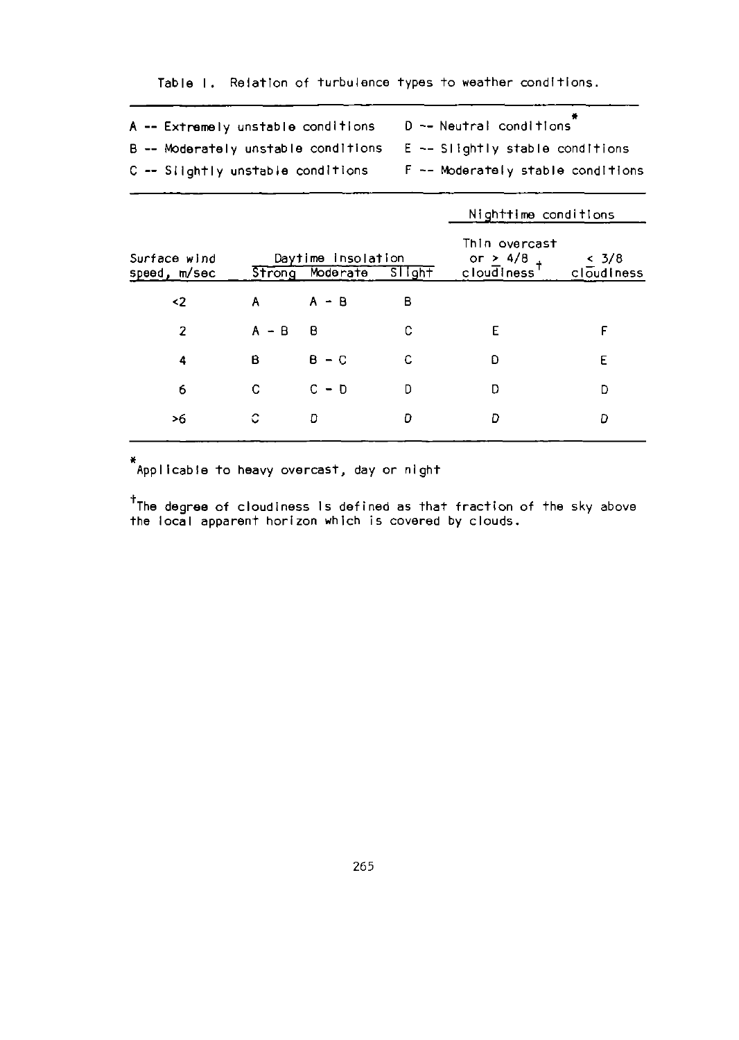Table I. Relation of turbulence types to weather conditions.

A -- Extremely unstable conditions
B -- Moderately unstable conditions
C -- Slightly unstable conditions
D -- Neutral conditions*
E -- Slightly stable conditions
F -- Moderately stable conditions

| Surface wind speed, m/sec | Daytime insolation | | | Nighttime conditions | |
|---|---|---|---|---|---|
| | Strong | Moderate | Slight | Thin overcast or $\geq$ 4/8 cloudiness† | $\leq$ 3/8 cloudiness |
| <2 | A | A - B | B | | |
| 2 | A - B | B | C | E | F |
| 4 | B | B - C | C | D | E |
| 6 | C | C - D | D | D | D |
| >6 | C | D | D | D | D |

*Applicable to heavy overcast, day or night

†The degree of cloudiness is defined as that fraction of the sky above the local apparent horizon which is covered by clouds.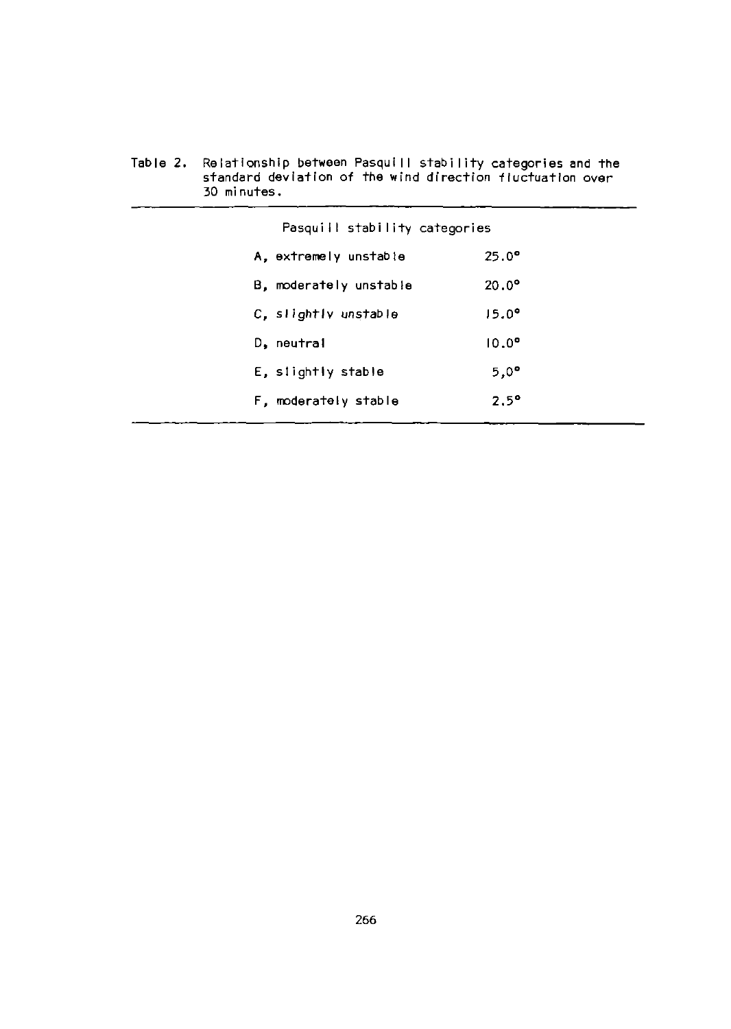Table 2. Relationship between Pasquill stability categories and the standard deviation of the wind direction fluctuation over 30 minutes.

| Pasquill stability categories | |
|---|---|
| A, extremely unstable | 25.0° |
| B, moderately unstable | 20.0° |
| C, slightly unstable | 15.0° |
| D, neutral | 10.0° |
| E, slightly stable | 5,0° |
| F, moderately stable | 2.5° |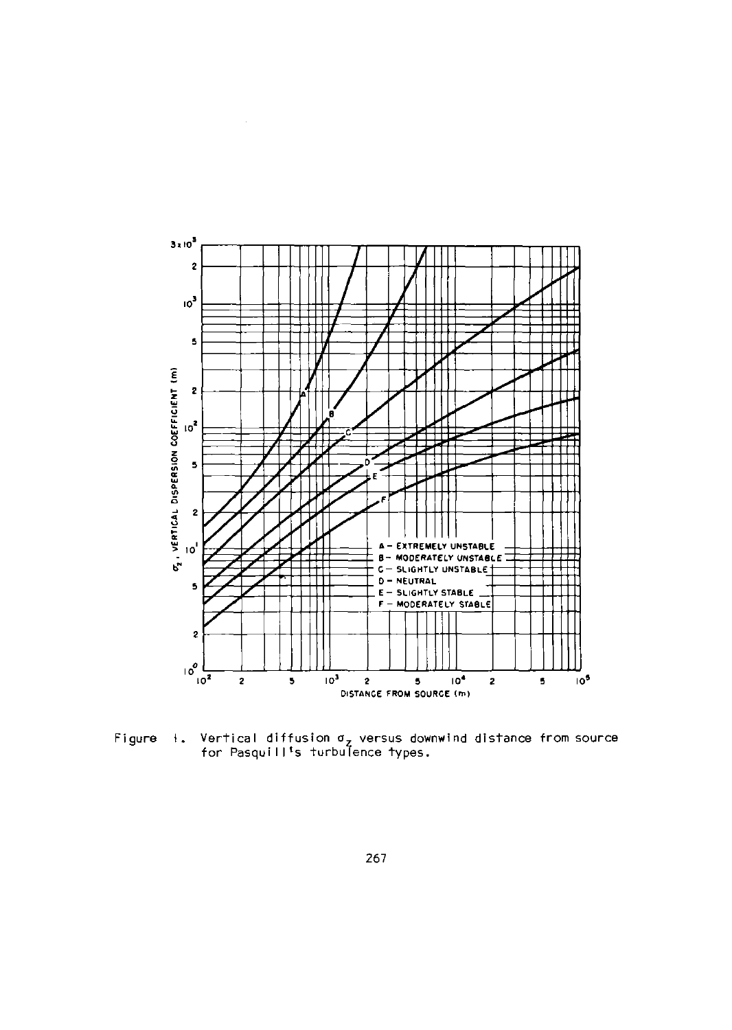Figure 1. Vertical diffusion $\sigma_z$ versus downwind distance from source for Pasquill's turbulence types.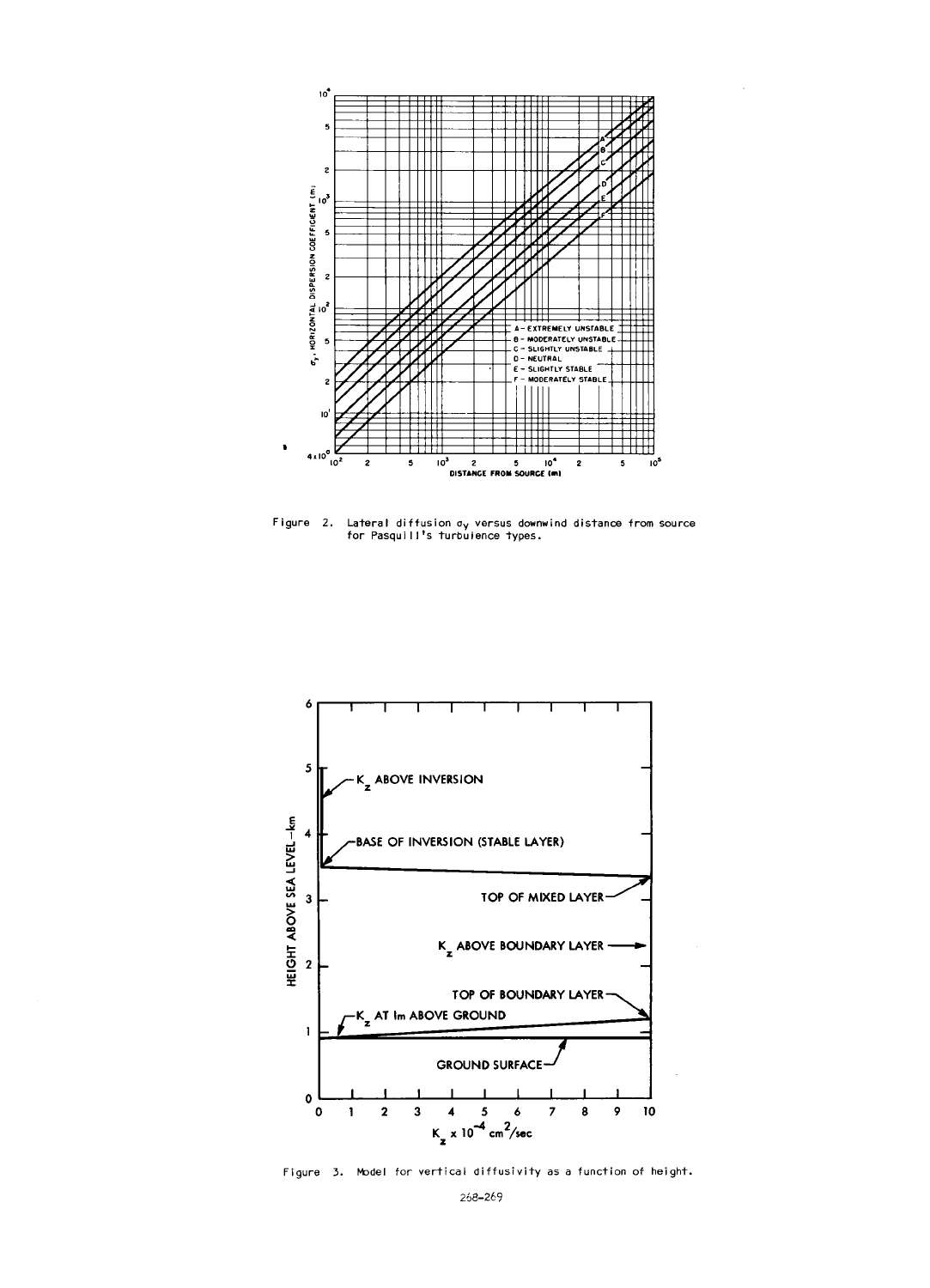Figure 2. Lateral diffusion $\sigma_y$ versus downwind distance from source for Pasquill's turbulence types.

Figure 3. Model for vertical diffusivity as a function of height.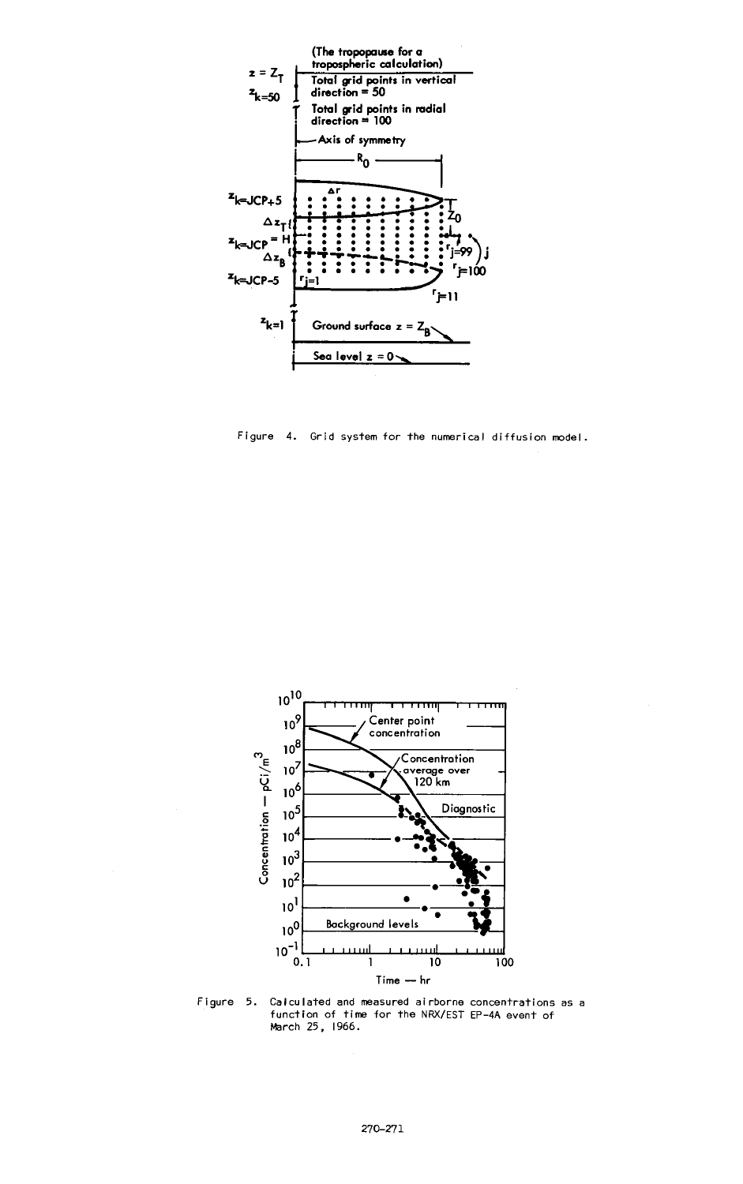Figure 4. Grid system for the numerical diffusion model.

Figure 5. Calculated and measured airborne concentrations as a function of time for the NRX/EST EP-4A event of March 25, 1966.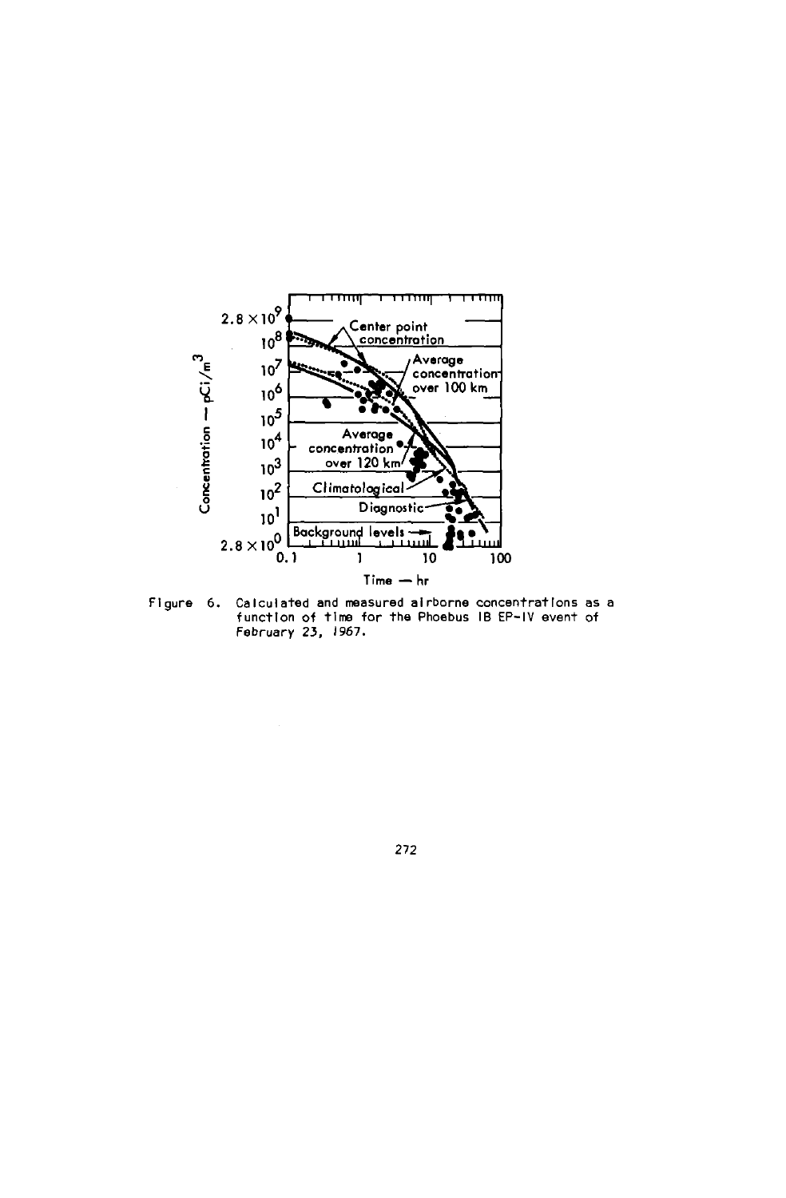Figure 6. Calculated and measured airborne concentrations as a function of time for the Phoebus IB EP-IV event of February 23, 1967.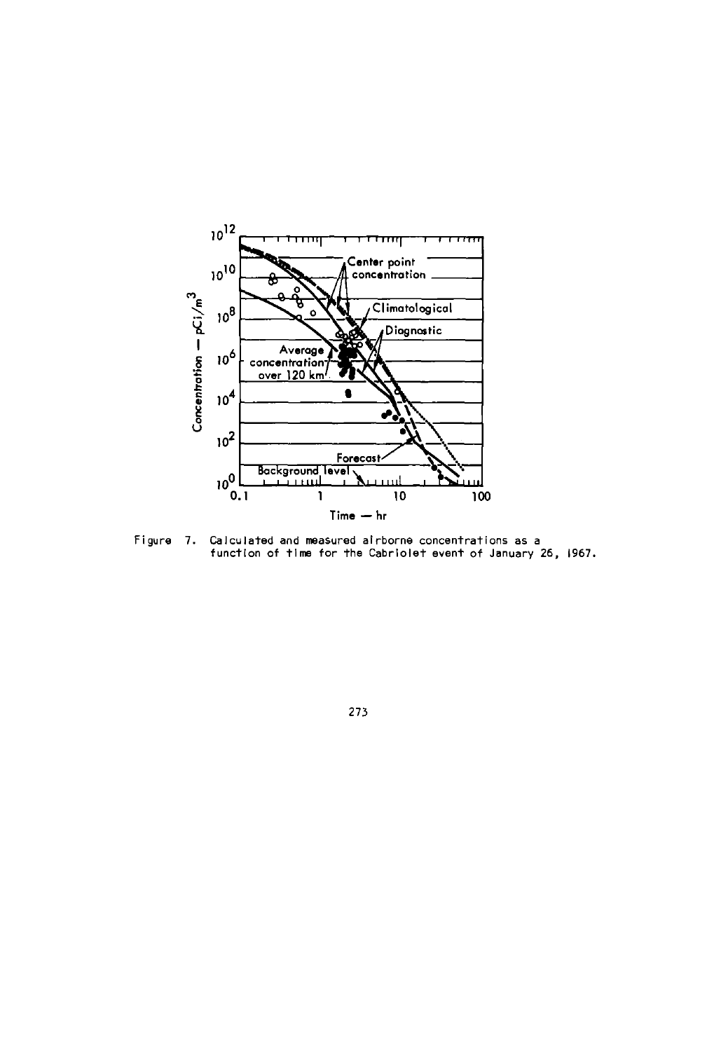Figure 7. Calculated and measured airborne concentrations as a function of time for the Cabriolet event of January 26, 1967.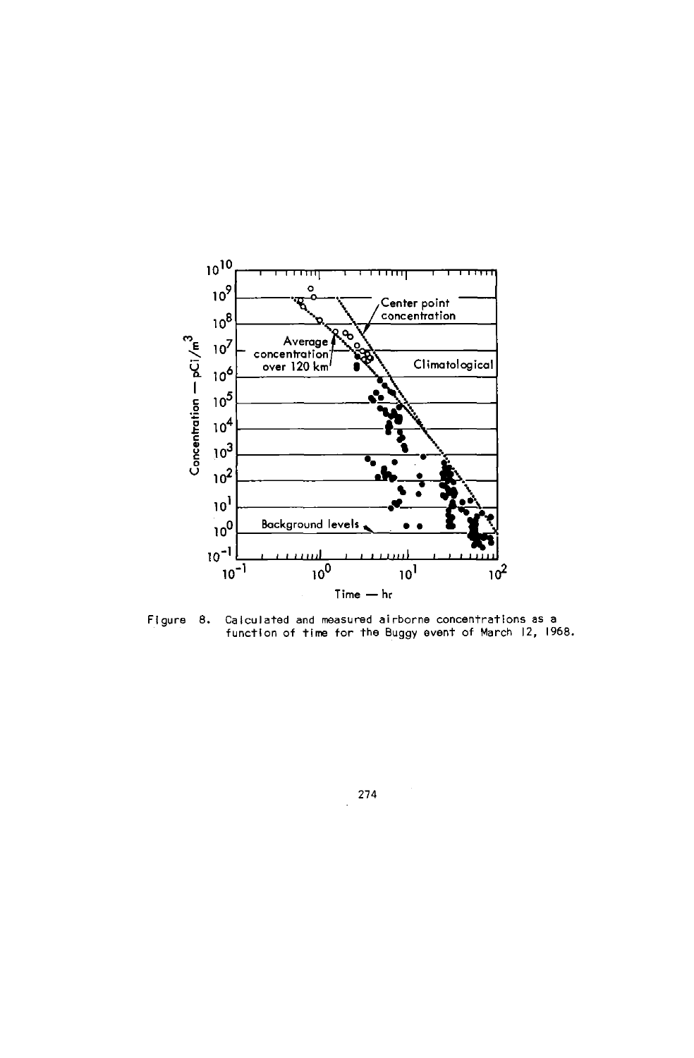Figure 8. Calculated and measured airborne concentrations as a function of time for the Buggy event of March 12, 1968.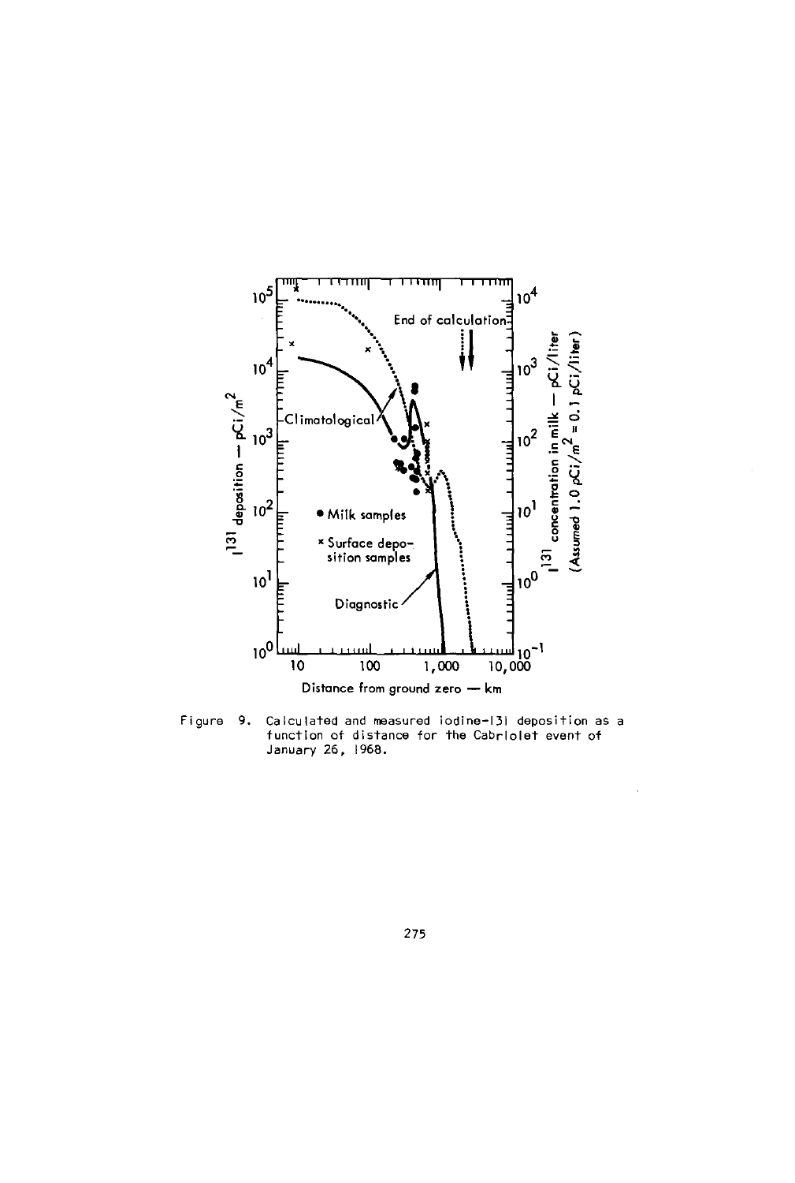Figure 9. Calculated and measured iodine-131 deposition as a function of distance for the Cabriolet event of January 26, 1968.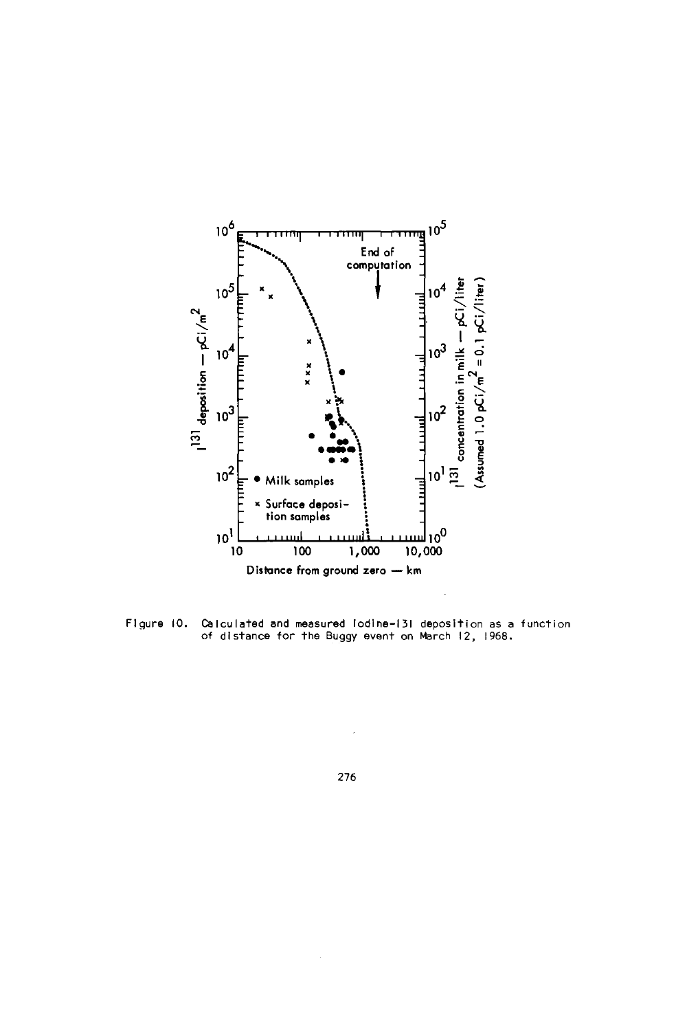Figure 10. Calculated and measured Iodine-131 deposition as a function of distance for the Buggy event on March 12, 1968.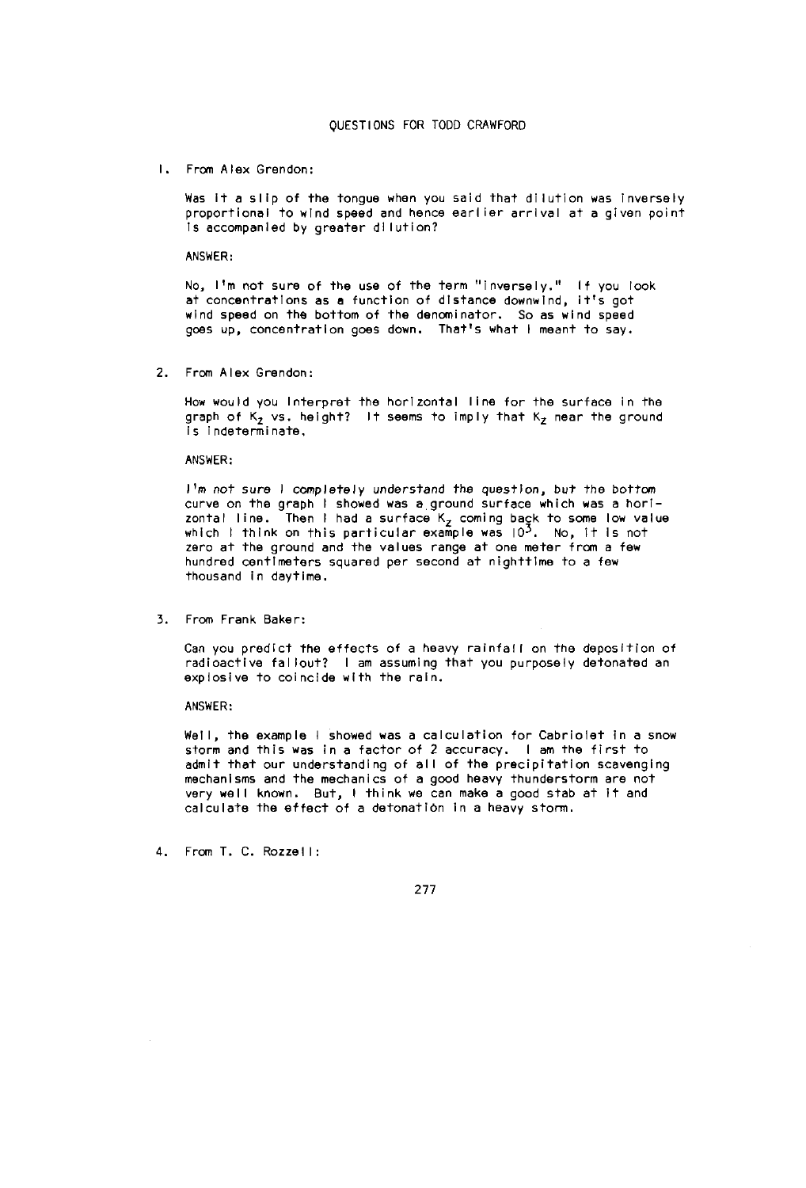# QUESTIONS FOR TODD CRAWFORD

1. From Alex Grendon:

   Was it a slip of the tongue when you said that dilution was inversely proportional to wind speed and hence earlier arrival at a given point is accompanied by greater dilution?

   ANSWER:

   No, I'm not sure of the use of the term "inversely." If you look at concentrations as a function of distance downwind, it's got wind speed on the bottom of the denominator. So as wind speed goes up, concentration goes down. That's what I meant to say.

2. From Alex Grendon:

   How would you interpret the horizontal line for the surface in the graph of $K_z$ vs. height? It seems to imply that $K_z$ near the ground is indeterminate.

   ANSWER:

   I'm not sure I completely understand the question, but the bottom curve on the graph I showed was a ground surface which was a horizontal line. Then I had a surface $K_z$ coming back to some low value which I think on this particular example was $10^3$. No, it is not zero at the ground and the values range at one meter from a few hundred centimeters squared per second at nighttime to a few thousand in daytime.

3. From Frank Baker:

   Can you predict the effects of a heavy rainfall on the deposition of radioactive fallout? I am assuming that you purposely detonated an explosive to coincide with the rain.

   ANSWER:

   Well, the example I showed was a calculation for Cabriolet in a snow storm and this was in a factor of 2 accuracy. I am the first to admit that our understanding of all of the precipitation scavenging mechanisms and the mechanics of a good heavy thunderstorm are not very well known. But, I think we can make a good stab at it and calculate the effect of a detonation in a heavy storm.

4. From T. C. Rozzell: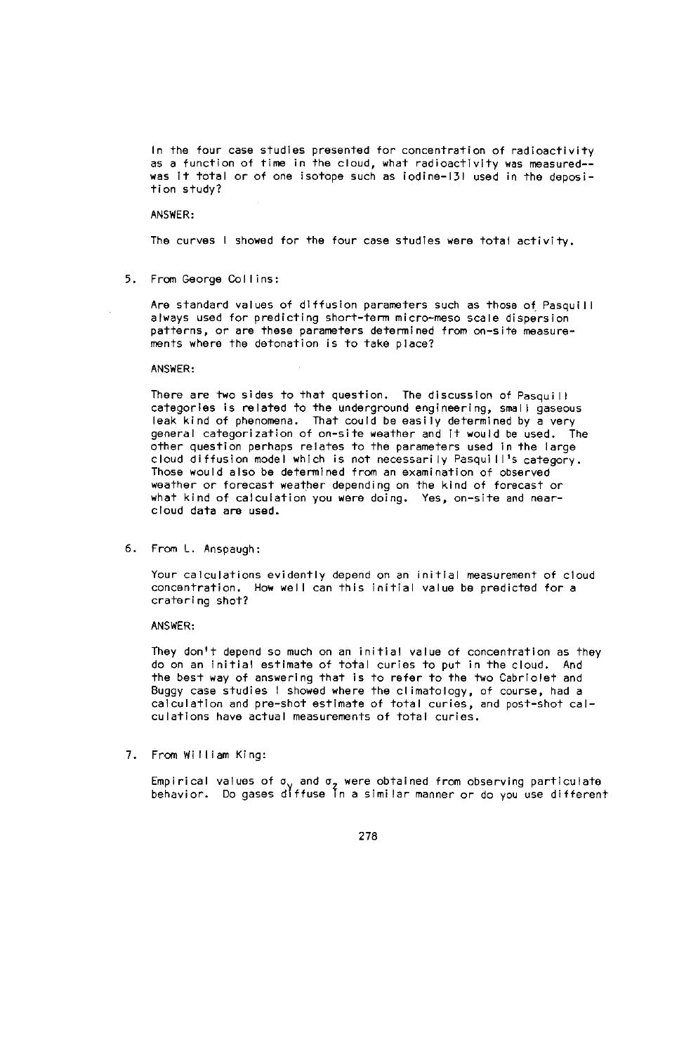In the four case studies presented for concentration of radioactivity as a function of time in the cloud, what radioactivity was measured--was it total or of one isotope such as iodine-131 used in the deposition study?

ANSWER:

The curves I showed for the four case studies were total activity.

5. From George Collins:

   Are standard values of diffusion parameters such as those of Pasquill always used for predicting short-term micro-meso scale dispersion patterns, or are these parameters determined from on-site measurements where the detonation is to take place?

   ANSWER:

   There are two sides to that question. The discussion of Pasquill categories is related to the underground engineering, small gaseous leak kind of phenomena. That could be easily determined by a very general categorization of on-site weather and it would be used. The other question perhaps relates to the parameters used in the large cloud diffusion model which is not necessarily Pasquill's category. Those would also be determined from an examination of observed weather or forecast weather depending on the kind of forecast or what kind of calculation you were doing. Yes, on-site and near-cloud data are used.

6. From L. Anspaugh:

   Your calculations evidently depend on an initial measurement of cloud concentration. How well can this initial value be predicted for a cratering shot?

   ANSWER:

   They don't depend so much on an initial value of concentration as they do on an initial estimate of total curies to put in the cloud. And the best way of answering that is to refer to the two Cabriolet and Buggy case studies I showed where the climatology, of course, had a calculation and pre-shot estimate of total curies, and post-shot calculations have actual measurements of total curies.

7. From William King:

   Empirical values of $\sigma_y$ and $\sigma_z$ were obtained from observing particulate behavior. Do gases diffuse in a similar manner or do you use different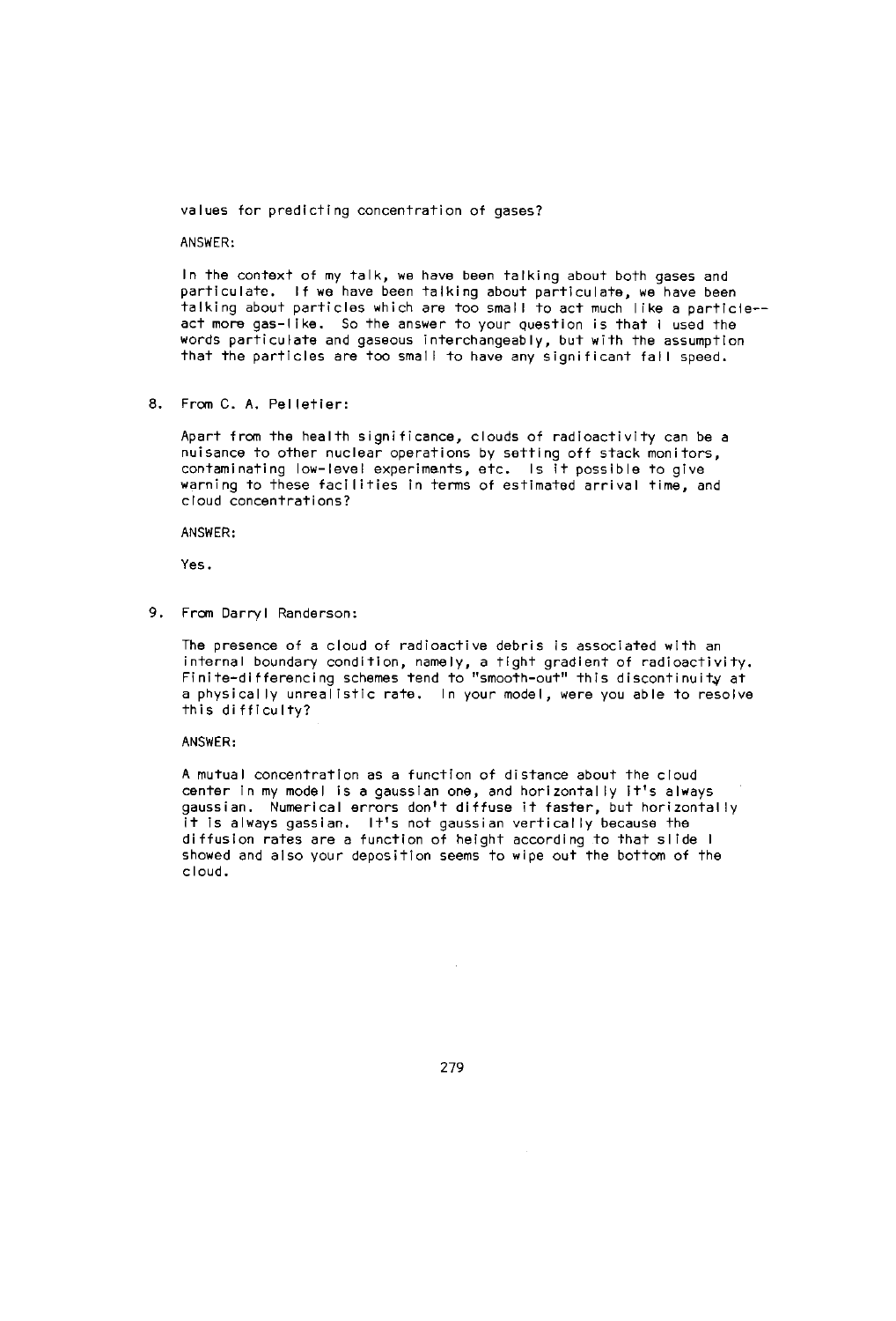values for predicting concentration of gases?

ANSWER:

In the context of my talk, we have been talking about both gases and particulate. If we have been talking about particulate, we have been talking about particles which are too small to act much like a particle--act more gas-like. So the answer to your question is that I used the words particulate and gaseous interchangeably, but with the assumption that the particles are too small to have any significant fall speed.

8. From C. A. Pelletier:

   Apart from the health significance, clouds of radioactivity can be a nuisance to other nuclear operations by setting off stack monitors, contaminating low-level experiments, etc. Is it possible to give warning to these facilities in terms of estimated arrival time, and cloud concentrations?

   ANSWER:

   Yes.

9. From Darryl Randerson:

   The presence of a cloud of radioactive debris is associated with an internal boundary condition, namely, a tight gradient of radioactivity. Finite-differencing schemes tend to "smooth-out" this discontinuity at a physically unrealistic rate. In your model, were you able to resolve this difficulty?

   ANSWER:

   A mutual concentration as a function of distance about the cloud center in my model is a gaussian one, and horizontally it's always gaussian. Numerical errors don't diffuse it faster, but horizontally it is always gassian. It's not gaussian vertically because the diffusion rates are a function of height according to that slide I showed and also your deposition seems to wipe out the bottom of the cloud.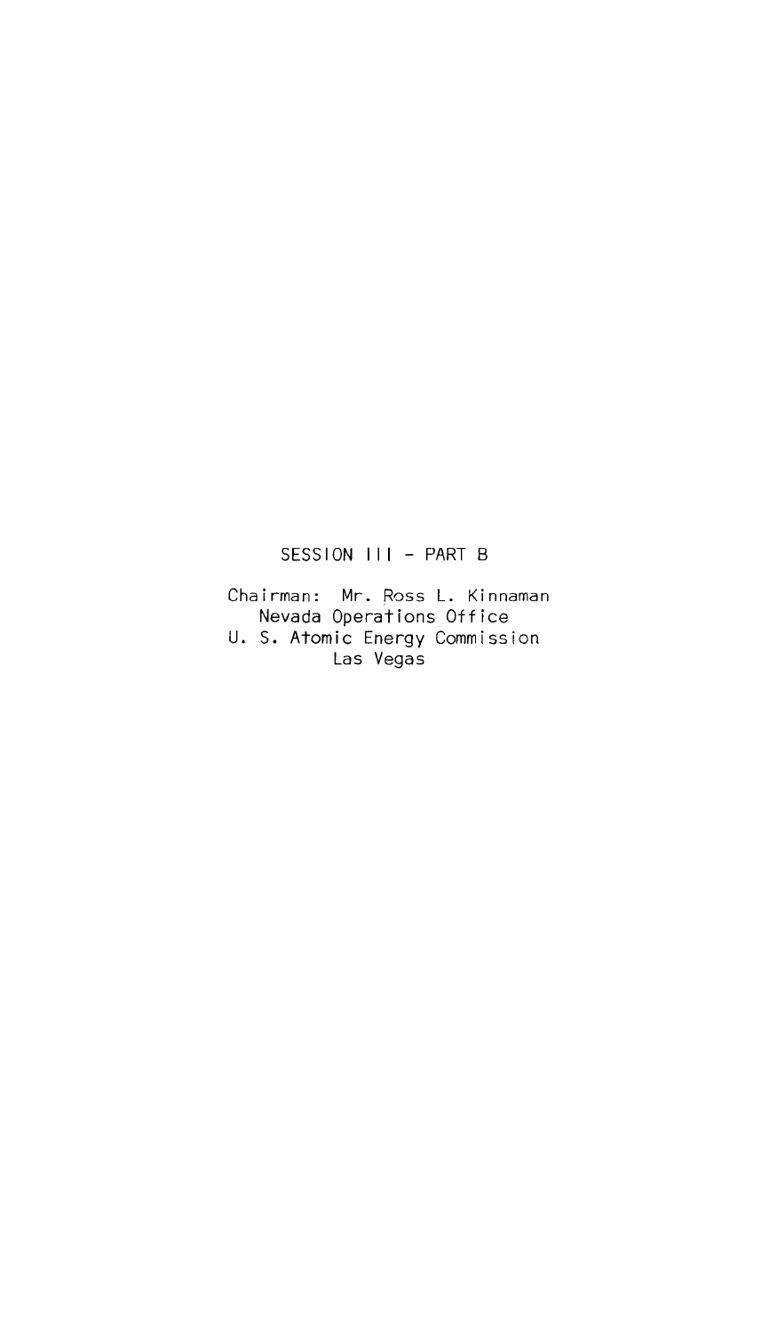## SESSION III - PART B

Chairman: Mr. Ross L. Kinnaman
Nevada Operations Office
U. S. Atomic Energy Commission
Las Vegas